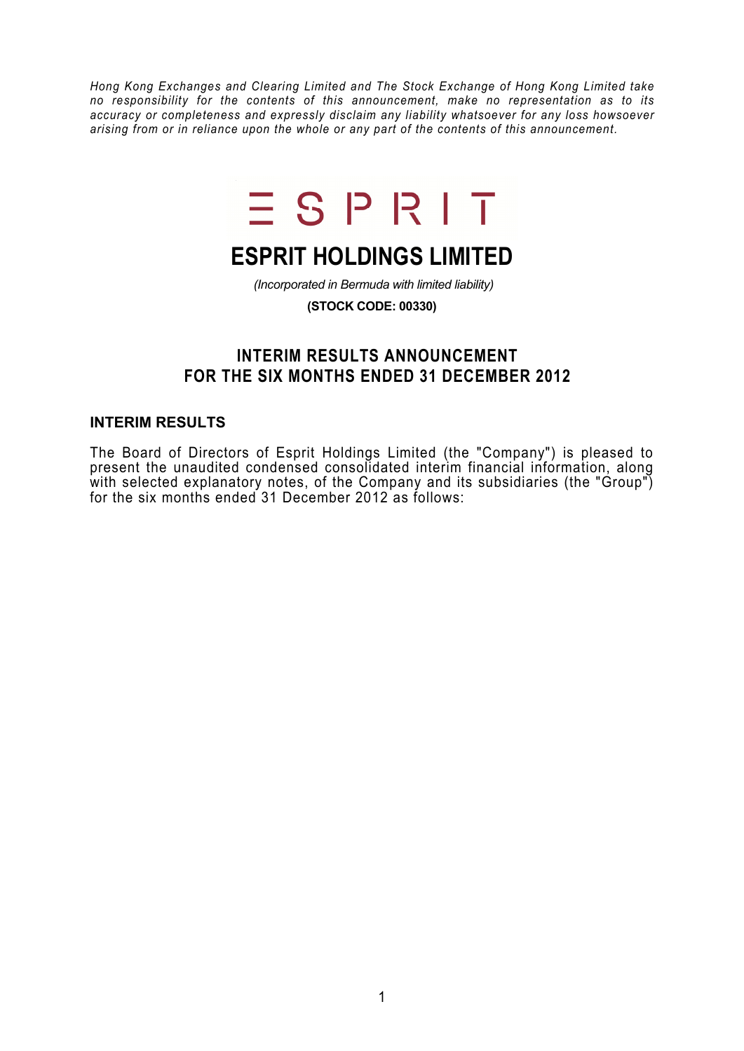*Hong Kong Exchanges and Clearing Limited and The Stock Exchange of Hong Kong Limited take no responsibility for the contents of this announcement, make no representation as to its accuracy or completeness and expressly disclaim any liability whatsoever for any loss howsoever arising from or in reliance upon the whole or any part of the contents of this announcement.*

# ESPRIT HOLDINGS LIMITED

*(Incorporated in Bermuda with limited liability)*

**(STOCK CODE: 00330)**

## INTERIM RESULTS ANNOUNCEMENT FOR THE SIX MONTHS ENDED 31 DECEMBER 2012

### INTERIM RESULTS

The Board of Directors of Esprit Holdings Limited (the "Company") is pleased to present the unaudited condensed consolidated interim financial information, along with selected explanatory notes, of the Company and its subsidiaries (the "Group") for the six months ended 31 December 2012 as follows: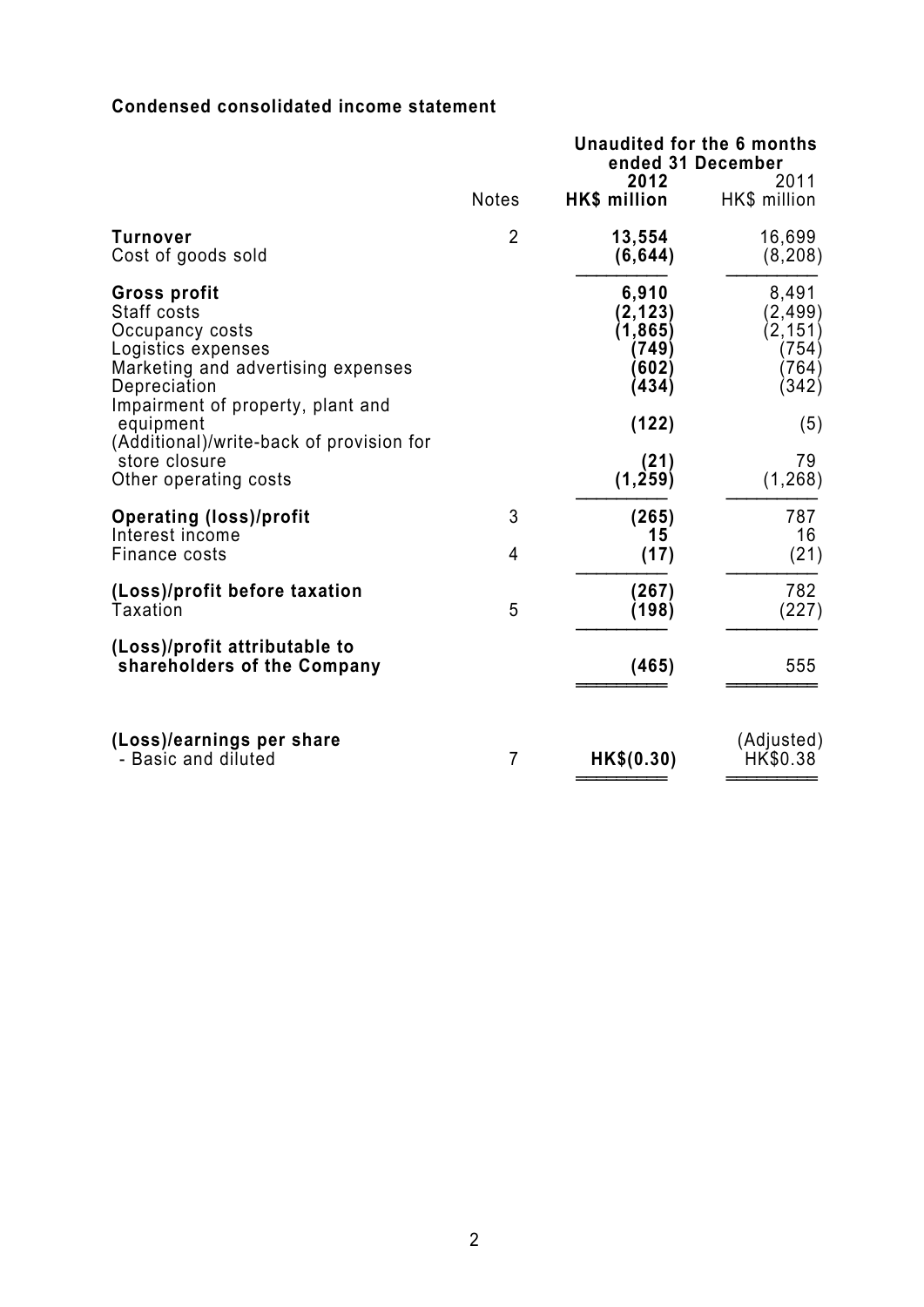**Condensed consolidated income statement**

| | Notes | Unaudited for the 6 months ended 31 December 2012 HK$ million | 2011 HK$ million |
|---|---|---|---|
| **Turnover** | 2 | **13,554** | 16,699 |
| Cost of goods sold | | **(6,644)** | (8,208) |
| **Gross profit** | | **6,910** | 8,491 |
| Staff costs | | **(2,123)** | (2,499) |
| Occupancy costs | | **(1,865)** | (2,151) |
| Logistics expenses | | **(749)** | (754) |
| Marketing and advertising expenses | | **(602)** | (764) |
| Depreciation | | **(434)** | (342) |
| Impairment of property, plant and equipment | | **(122)** | (5) |
| (Additional)/write-back of provision for store closure | | **(21)** | 79 |
| Other operating costs | | **(1,259)** | (1,268) |
| **Operating (loss)/profit** | 3 | **(265)** | 787 |
| Interest income | | **15** | 16 |
| Finance costs | 4 | **(17)** | (21) |
| **(Loss)/profit before taxation** | | **(267)** | 782 |
| Taxation | 5 | **(198)** | (227) |
| **(Loss)/profit attributable to shareholders of the Company** | | **(465)** | 555 |
| **(Loss)/earnings per share** | | | (Adjusted) |
| - Basic and diluted | 7 | **HK$(0.30)** | HK$0.38 |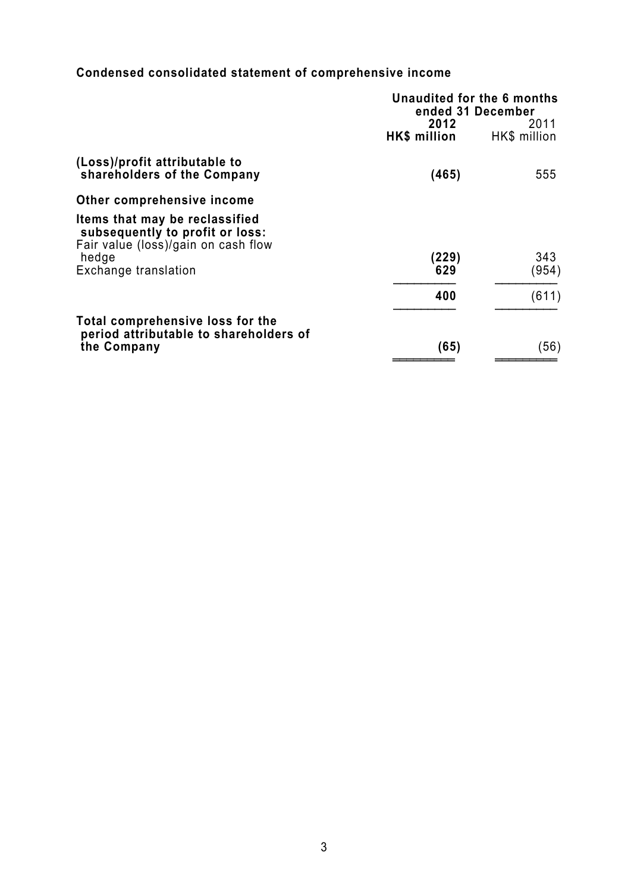**Condensed consolidated statement of comprehensive income**

| | Unaudited for the 6 months ended 31 December | |
|---|---|---|
| | **2012** | 2011 |
| | **HK$ million** | HK$ million |
| **(Loss)/profit attributable to shareholders of the Company** | **(465)** | 555 |
| **Other comprehensive income** | | |
| **Items that may be reclassified subsequently to profit or loss:** | | |
| Fair value (loss)/gain on cash flow hedge | **(229)** | 343 |
| Exchange translation | **629** | (954) |
| | **400** | (611) |
| **Total comprehensive loss for the period attributable to shareholders of the Company** | **(65)** | (56) |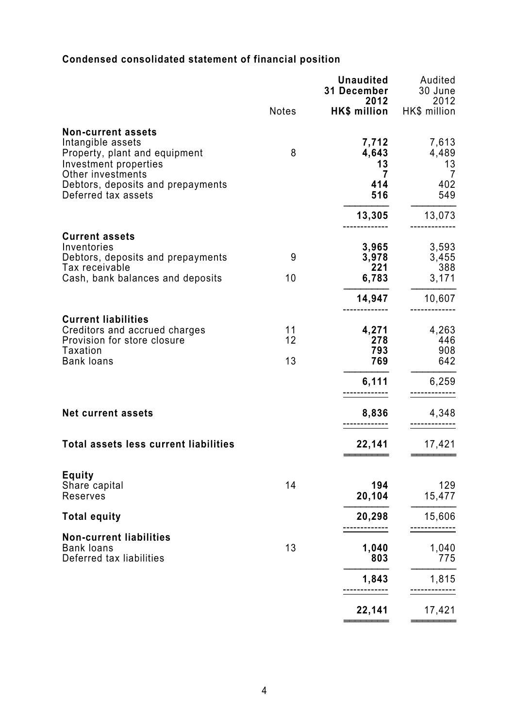## Condensed consolidated statement of financial position

| | Notes | Unaudited 31 December 2012 HK$ million | Audited 30 June 2012 HK$ million |
|---|---|---|---|
| **Non-current assets** | | | |
| Intangible assets | | **7,712** | 7,613 |
| Property, plant and equipment | 8 | **4,643** | 4,489 |
| Investment properties | | **13** | 13 |
| Other investments | | **7** | 7 |
| Debtors, deposits and prepayments | | **414** | 402 |
| Deferred tax assets | | **516** | 549 |
| | | **13,305** | 13,073 |
| **Current assets** | | | |
| Inventories | | **3,965** | 3,593 |
| Debtors, deposits and prepayments | 9 | **3,978** | 3,455 |
| Tax receivable | | **221** | 388 |
| Cash, bank balances and deposits | 10 | **6,783** | 3,171 |
| | | **14,947** | 10,607 |
| **Current liabilities** | | | |
| Creditors and accrued charges | 11 | **4,271** | 4,263 |
| Provision for store closure | 12 | **278** | 446 |
| Taxation | | **793** | 908 |
| Bank loans | 13 | **769** | 642 |
| | | **6,111** | 6,259 |
| **Net current assets** | | **8,836** | 4,348 |
| **Total assets less current liabilities** | | **22,141** | 17,421 |
| **Equity** | | | |
| Share capital | 14 | **194** | 129 |
| Reserves | | **20,104** | 15,477 |
| **Total equity** | | **20,298** | 15,606 |
| **Non-current liabilities** | | | |
| Bank loans | 13 | **1,040** | 1,040 |
| Deferred tax liabilities | | **803** | 775 |
| | | **1,843** | 1,815 |
| | | **22,141** | 17,421 |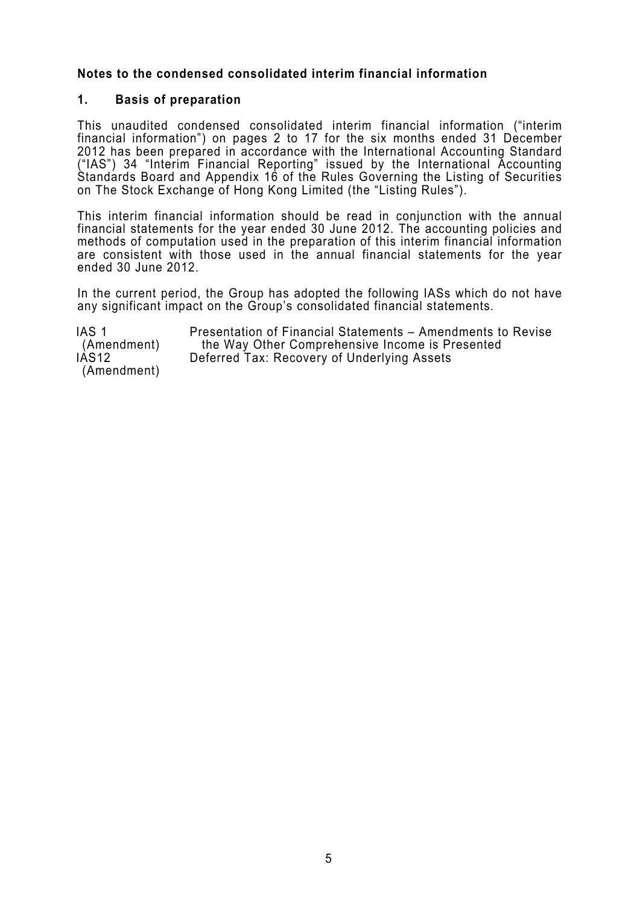**Notes to the condensed consolidated interim financial information**

**1. Basis of preparation**

This unaudited condensed consolidated interim financial information ("interim financial information") on pages 2 to 17 for the six months ended 31 December 2012 has been prepared in accordance with the International Accounting Standard ("IAS") 34 "Interim Financial Reporting" issued by the International Accounting Standards Board and Appendix 16 of the Rules Governing the Listing of Securities on The Stock Exchange of Hong Kong Limited (the "Listing Rules").

This interim financial information should be read in conjunction with the annual financial statements for the year ended 30 June 2012. The accounting policies and methods of computation used in the preparation of this interim financial information are consistent with those used in the annual financial statements for the year ended 30 June 2012.

In the current period, the Group has adopted the following IASs which do not have any significant impact on the Group's consolidated financial statements.

| | |
|---|---|
| IAS 1 (Amendment) | Presentation of Financial Statements – Amendments to Revise the Way Other Comprehensive Income is Presented |
| IAS12 (Amendment) | Deferred Tax: Recovery of Underlying Assets |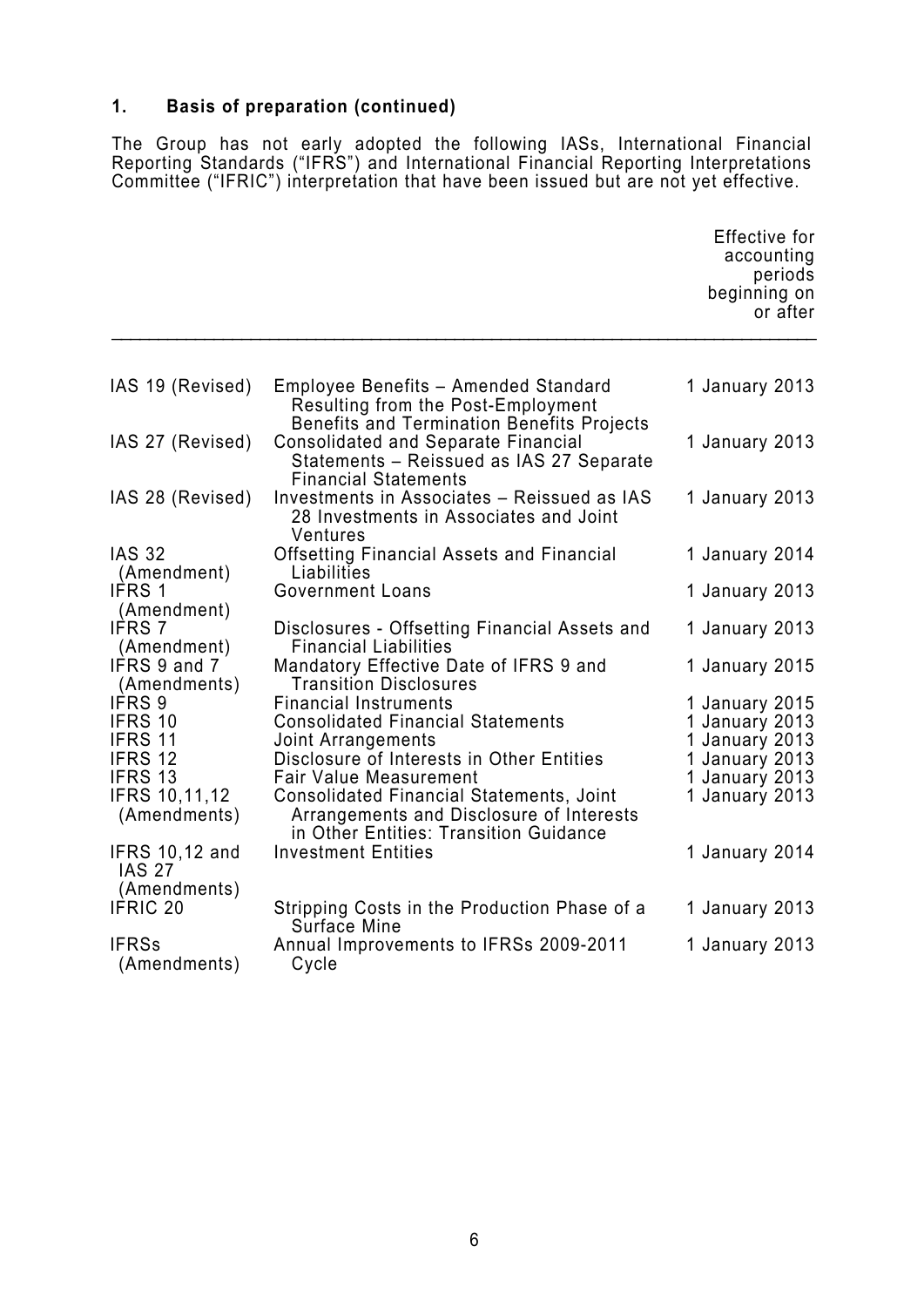## 1. Basis of preparation (continued)

The Group has not early adopted the following IASs, International Financial Reporting Standards ("IFRS") and International Financial Reporting Interpretations Committee ("IFRIC") interpretation that have been issued but are not yet effective.

| | | Effective for accounting periods beginning on or after |
|---|---|---|
| IAS 19 (Revised) | Employee Benefits – Amended Standard Resulting from the Post-Employment Benefits and Termination Benefits Projects | 1 January 2013 |
| IAS 27 (Revised) | Consolidated and Separate Financial Statements – Reissued as IAS 27 Separate Financial Statements | 1 January 2013 |
| IAS 28 (Revised) | Investments in Associates – Reissued as IAS 28 Investments in Associates and Joint Ventures | 1 January 2013 |
| IAS 32 (Amendment) | Offsetting Financial Assets and Financial Liabilities | 1 January 2014 |
| IFRS 1 (Amendment) | Government Loans | 1 January 2013 |
| IFRS 7 (Amendment) | Disclosures - Offsetting Financial Assets and Financial Liabilities | 1 January 2013 |
| IFRS 9 and 7 (Amendments) | Mandatory Effective Date of IFRS 9 and Transition Disclosures | 1 January 2015 |
| IFRS 9 | Financial Instruments | 1 January 2015 |
| IFRS 10 | Consolidated Financial Statements | 1 January 2013 |
| IFRS 11 | Joint Arrangements | 1 January 2013 |
| IFRS 12 | Disclosure of Interests in Other Entities | 1 January 2013 |
| IFRS 13 | Fair Value Measurement | 1 January 2013 |
| IFRS 10,11,12 (Amendments) | Consolidated Financial Statements, Joint Arrangements and Disclosure of Interests in Other Entities: Transition Guidance | 1 January 2013 |
| IFRS 10,12 and IAS 27 (Amendments) | Investment Entities | 1 January 2014 |
| IFRIC 20 | Stripping Costs in the Production Phase of a Surface Mine | 1 January 2013 |
| IFRSs (Amendments) | Annual Improvements to IFRSs 2009-2011 Cycle | 1 January 2013 |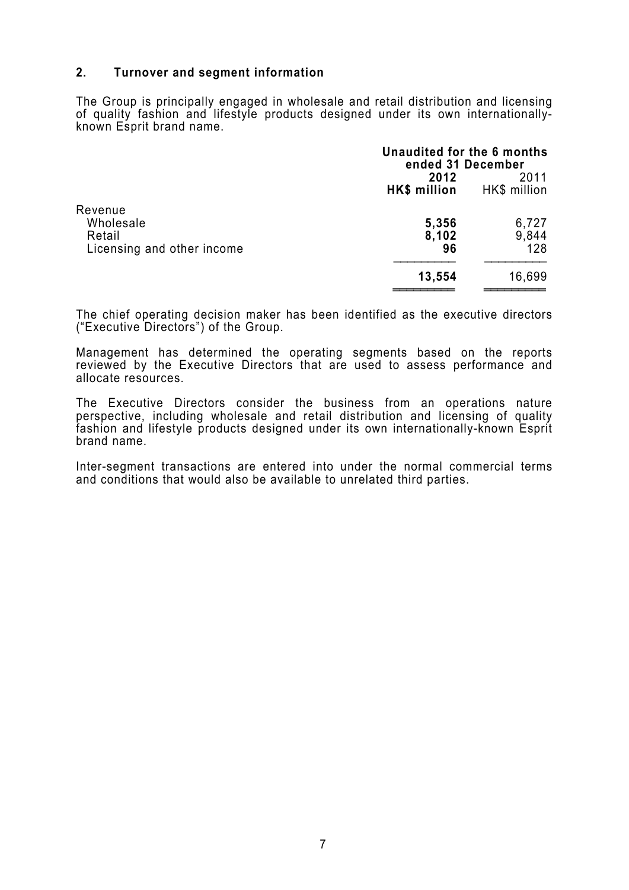## 2. Turnover and segment information

The Group is principally engaged in wholesale and retail distribution and licensing of quality fashion and lifestyle products designed under its own internationally-known Esprit brand name.

| | Unaudited for the 6 months ended 31 December | |
|---|---|---|
| | **2012** | 2011 |
| | **HK$ million** | HK$ million |
| Revenue | | |
| Wholesale | **5,356** | 6,727 |
| Retail | **8,102** | 9,844 |
| Licensing and other income | **96** | 128 |
| | **13,554** | 16,699 |

The chief operating decision maker has been identified as the executive directors ("Executive Directors") of the Group.

Management has determined the operating segments based on the reports reviewed by the Executive Directors that are used to assess performance and allocate resources.

The Executive Directors consider the business from an operations nature perspective, including wholesale and retail distribution and licensing of quality fashion and lifestyle products designed under its own internationally-known Esprit brand name.

Inter-segment transactions are entered into under the normal commercial terms and conditions that would also be available to unrelated third parties.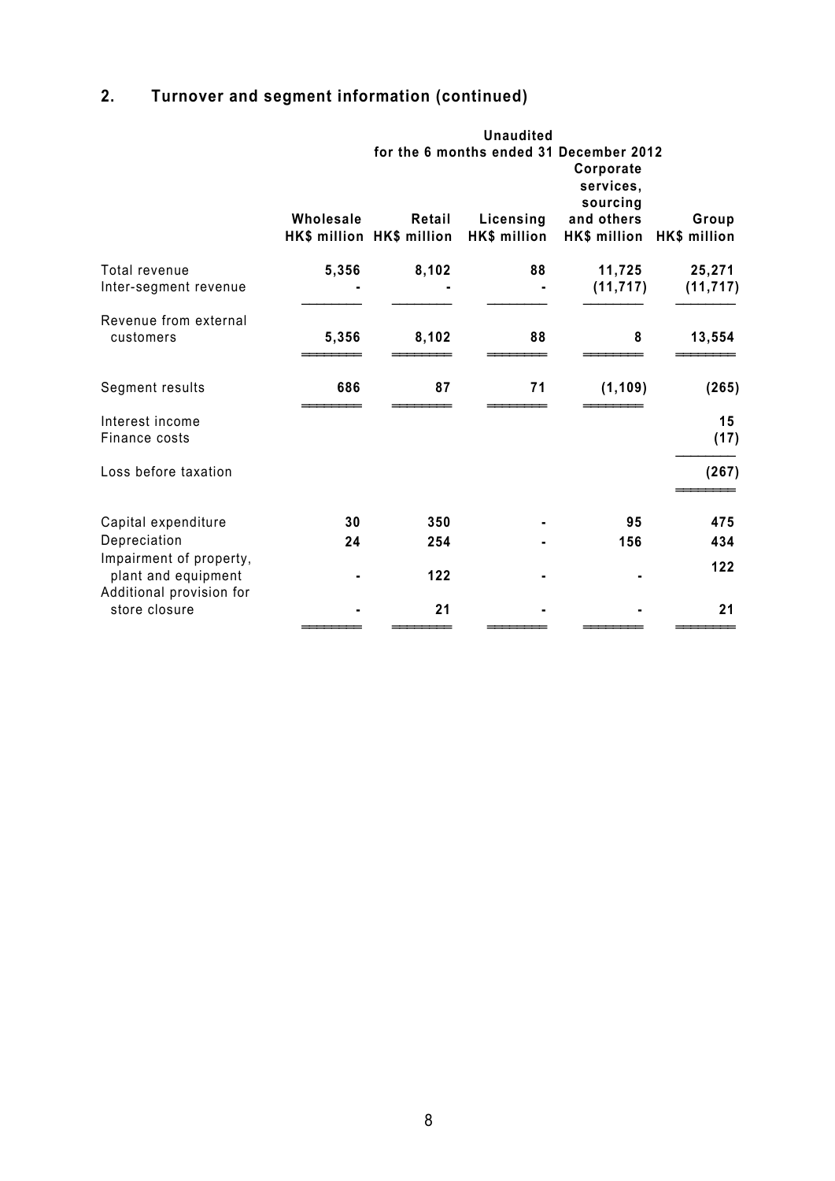## 2. Turnover and segment information (continued)

| | Unaudited | | | | |
|---|---|---|---|---|---|
| | for the 6 months ended 31 December 2012 | | | | |
| | Wholesale HK$ million | Retail HK$ million | Licensing HK$ million | Corporate services, sourcing and others HK$ million | Group HK$ million |
| Total revenue | 5,356 | 8,102 | 88 | 11,725 | 25,271 |
| Inter-segment revenue | - | - | - | (11,717) | (11,717) |
| Revenue from external customers | 5,356 | 8,102 | 88 | 8 | 13,554 |
| Segment results | 686 | 87 | 71 | (1,109) | (265) |
| Interest income | | | | | 15 |
| Finance costs | | | | | (17) |
| Loss before taxation | | | | | (267) |
| Capital expenditure | 30 | 350 | - | 95 | 475 |
| Depreciation | 24 | 254 | - | 156 | 434 |
| Impairment of property, plant and equipment | - | 122 | - | - | 122 |
| Additional provision for store closure | - | 21 | - | - | 21 |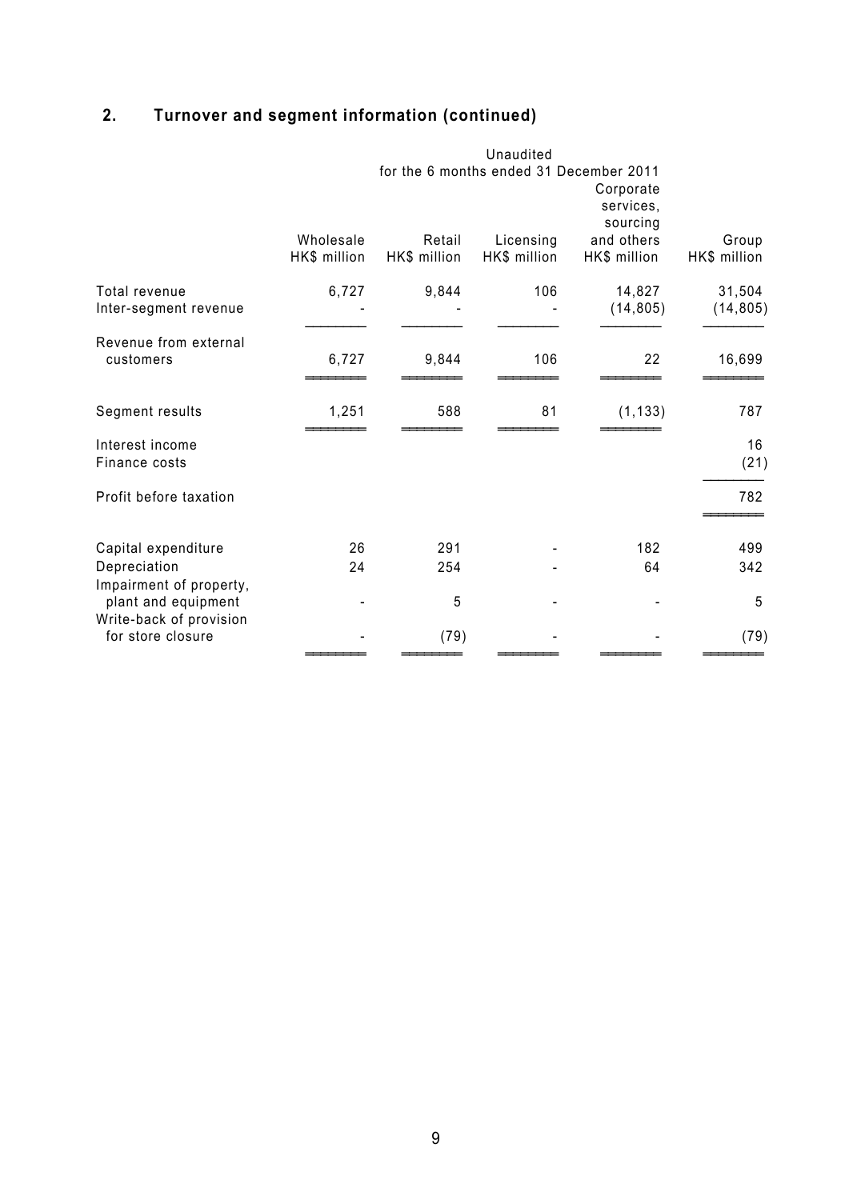## 2. Turnover and segment information (continued)

| | Unaudited for the 6 months ended 31 December 2011 | | | | |
|---|---|---|---|---|---|
| | Wholesale HK$ million | Retail HK$ million | Licensing HK$ million | Corporate services, sourcing and others HK$ million | Group HK$ million |
| Total revenue | 6,727 | 9,844 | 106 | 14,827 | 31,504 |
| Inter-segment revenue | - | - | - | (14,805) | (14,805) |
| Revenue from external customers | 6,727 | 9,844 | 106 | 22 | 16,699 |
| Segment results | 1,251 | 588 | 81 | (1,133) | 787 |
| Interest income | | | | | 16 |
| Finance costs | | | | | (21) |
| Profit before taxation | | | | | 782 |
| Capital expenditure | 26 | 291 | - | 182 | 499 |
| Depreciation | 24 | 254 | - | 64 | 342 |
| Impairment of property, plant and equipment | - | 5 | - | - | 5 |
| Write-back of provision for store closure | - | (79) | - | - | (79) |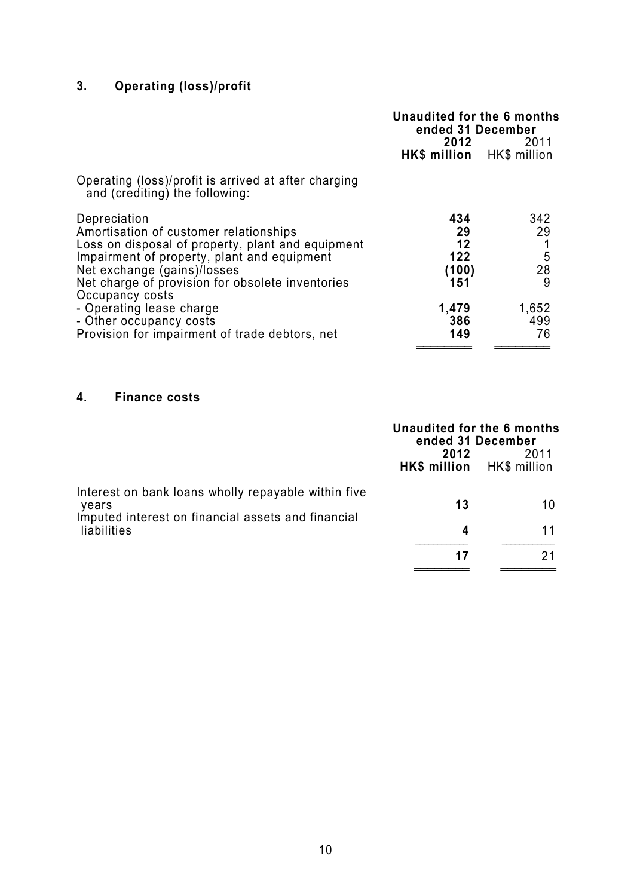## 3. Operating (loss)/profit

| | Unaudited for the 6 months ended 31 December | |
|---|---|---|
| | **2012** | 2011 |
| | **HK$ million** | HK$ million |
| Operating (loss)/profit is arrived at after charging and (crediting) the following: | | |
| Depreciation | **434** | 342 |
| Amortisation of customer relationships | **29** | 29 |
| Loss on disposal of property, plant and equipment | **12** | 1 |
| Impairment of property, plant and equipment | **122** | 5 |
| Net exchange (gains)/losses | **(100)** | 28 |
| Net charge of provision for obsolete inventories | **151** | 9 |
| Occupancy costs | | |
| - Operating lease charge | **1,479** | 1,652 |
| - Other occupancy costs | **386** | 499 |
| Provision for impairment of trade debtors, net | **149** | 76 |

## 4. Finance costs

| | Unaudited for the 6 months ended 31 December | |
|---|---|---|
| | **2012** | 2011 |
| | **HK$ million** | HK$ million |
| Interest on bank loans wholly repayable within five years | **13** | 10 |
| Imputed interest on financial assets and financial liabilities | **4** | 11 |
| | **17** | 21 |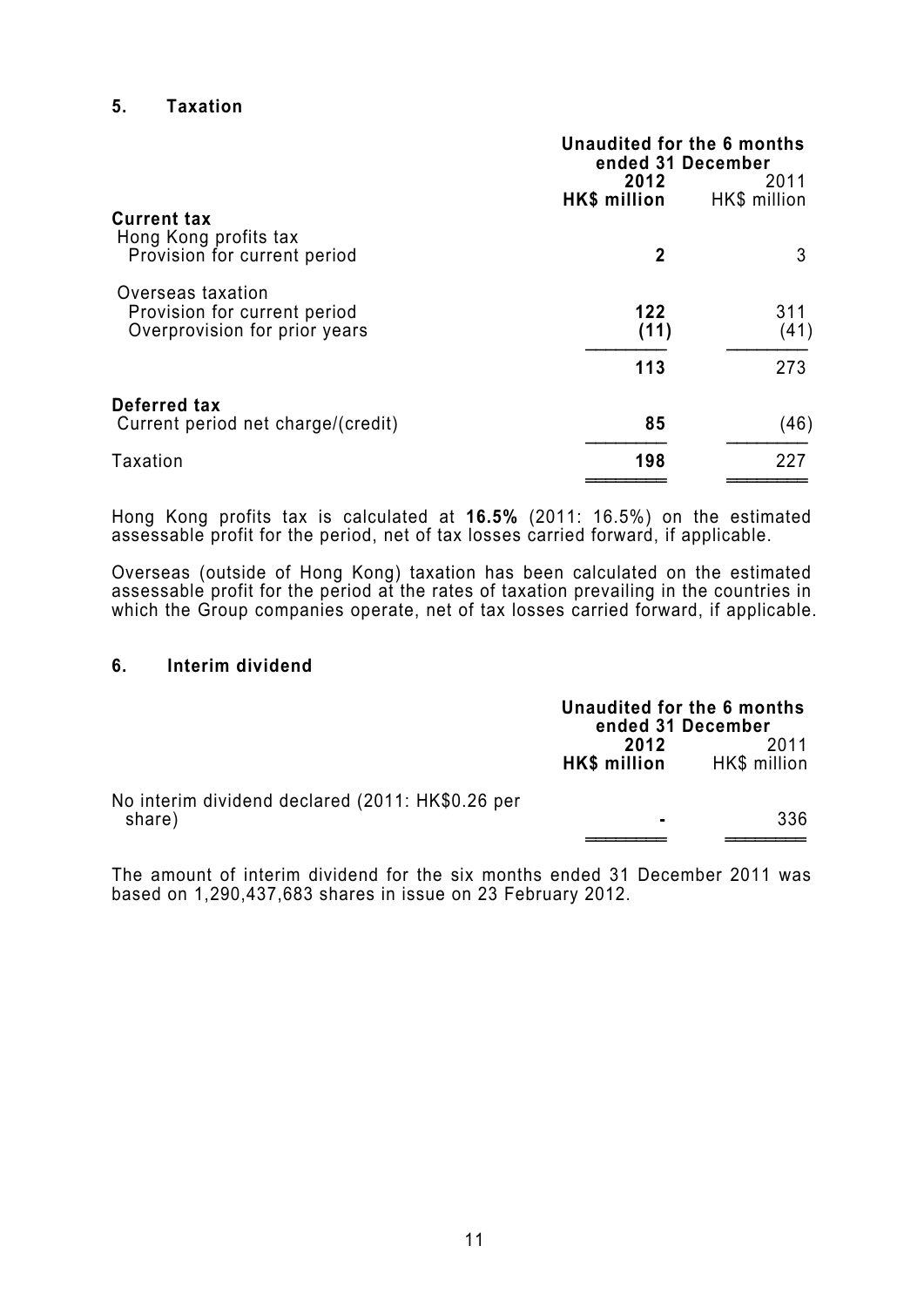## 5. Taxation

| | Unaudited for the 6 months ended 31 December | |
|---|---|---|
| | **2012** | 2011 |
| | **HK$ million** | HK$ million |
| **Current tax** | | |
| Hong Kong profits tax | | |
| Provision for current period | **2** | 3 |
| Overseas taxation | | |
| Provision for current period | **122** | 311 |
| Overprovision for prior years | **(11)** | (41) |
| | **113** | 273 |
| **Deferred tax** | | |
| Current period net charge/(credit) | **85** | (46) |
| Taxation | **198** | 227 |

Hong Kong profits tax is calculated at **16.5%** (2011: 16.5%) on the estimated assessable profit for the period, net of tax losses carried forward, if applicable.

Overseas (outside of Hong Kong) taxation has been calculated on the estimated assessable profit for the period at the rates of taxation prevailing in the countries in which the Group companies operate, net of tax losses carried forward, if applicable.

## 6. Interim dividend

| | Unaudited for the 6 months ended 31 December | |
|---|---|---|
| | **2012** | 2011 |
| | **HK$ million** | HK$ million |
| No interim dividend declared (2011: HK$0.26 per share) | **-** | 336 |

The amount of interim dividend for the six months ended 31 December 2011 was based on 1,290,437,683 shares in issue on 23 February 2012.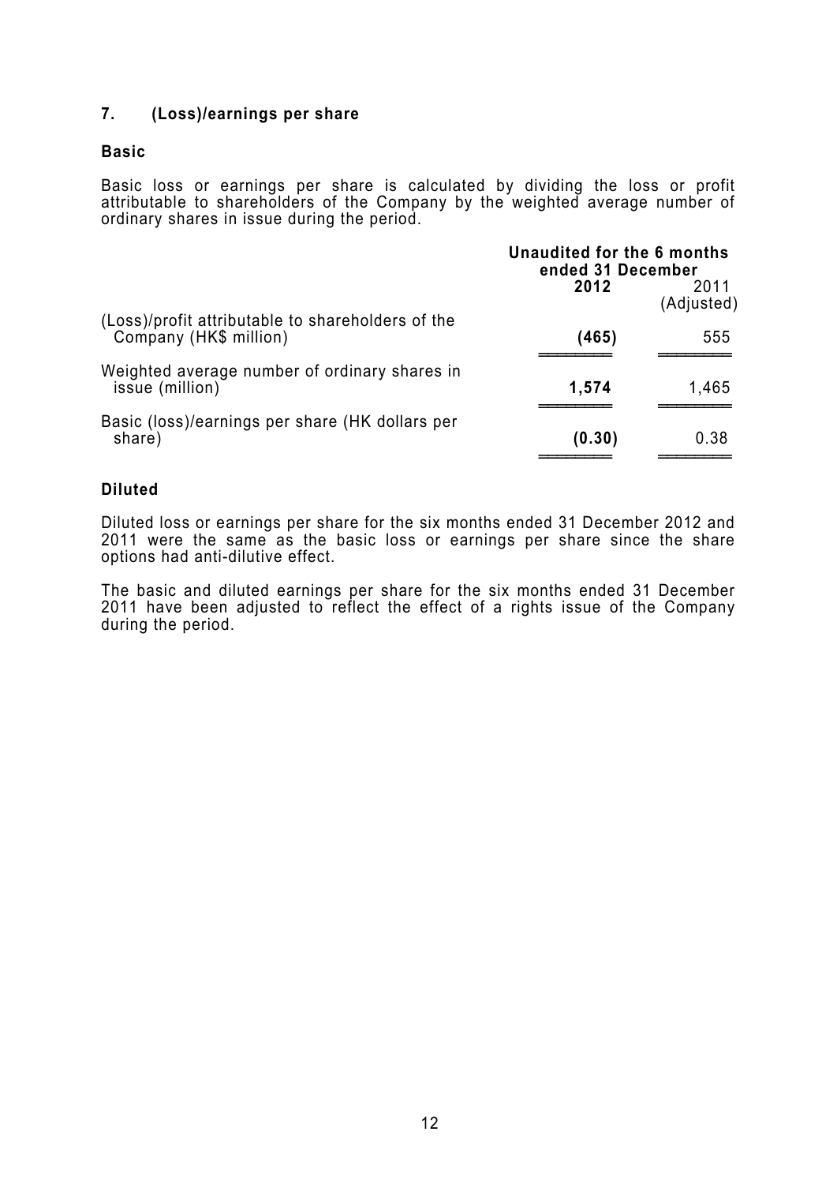## 7. (Loss)/earnings per share

### Basic

Basic loss or earnings per share is calculated by dividing the loss or profit attributable to shareholders of the Company by the weighted average number of ordinary shares in issue during the period.

| | Unaudited for the 6 months ended 31 December | |
|---|---|---|
| | **2012** | 2011 (Adjusted) |
| (Loss)/profit attributable to shareholders of the Company (HK$ million) | **(465)** | 555 |
| Weighted average number of ordinary shares in issue (million) | **1,574** | 1,465 |
| Basic (loss)/earnings per share (HK dollars per share) | **(0.30)** | 0.38 |

### Diluted

Diluted loss or earnings per share for the six months ended 31 December 2012 and 2011 were the same as the basic loss or earnings per share since the share options had anti-dilutive effect.

The basic and diluted earnings per share for the six months ended 31 December 2011 have been adjusted to reflect the effect of a rights issue of the Company during the period.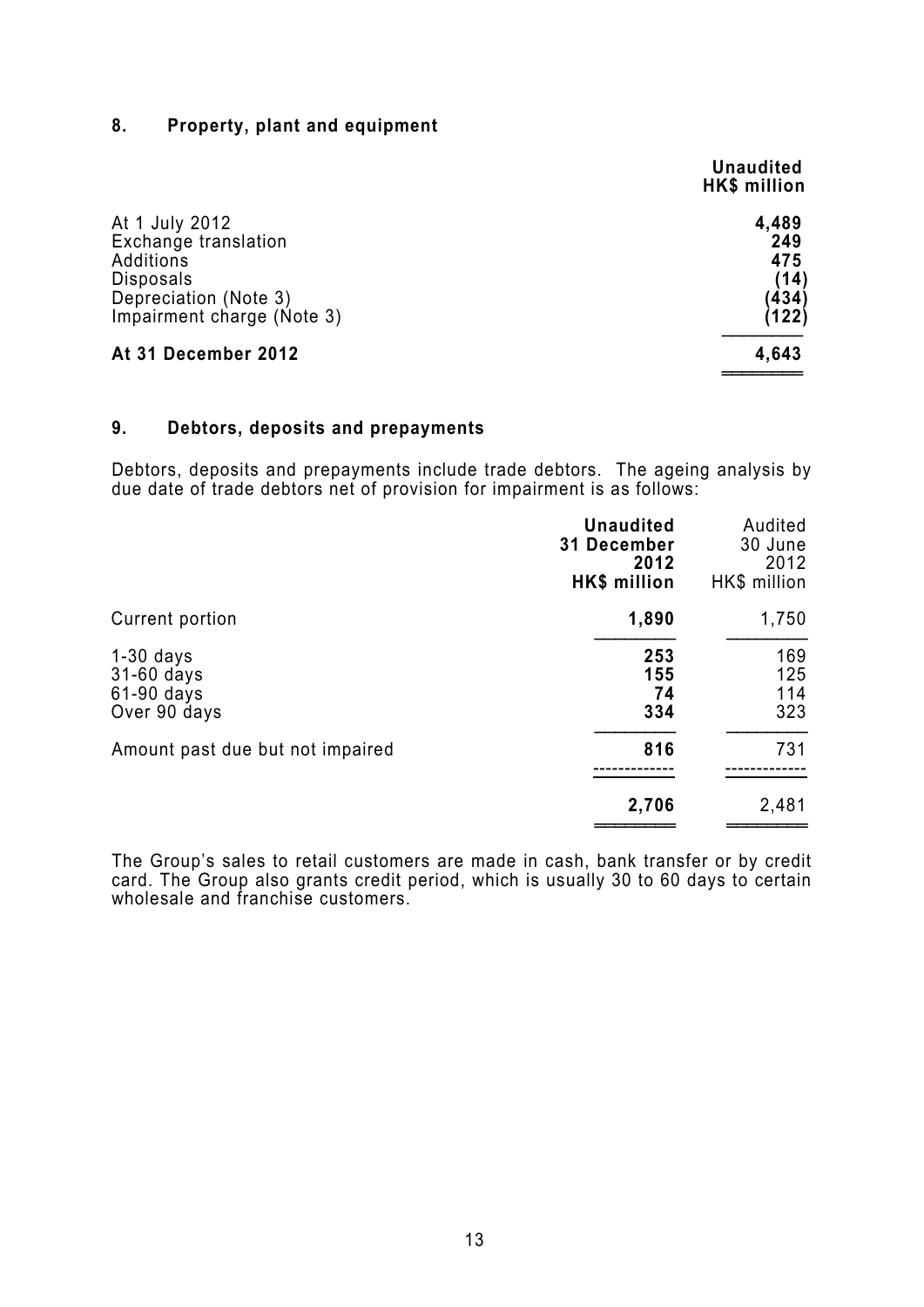## 8. Property, plant and equipment

| | Unaudited HK$ million |
|---|---|
| At 1 July 2012 | **4,489** |
| Exchange translation | **249** |
| Additions | **475** |
| Disposals | **(14)** |
| Depreciation (Note 3) | **(434)** |
| Impairment charge (Note 3) | **(122)** |
| **At 31 December 2012** | **4,643** |

## 9. Debtors, deposits and prepayments

Debtors, deposits and prepayments include trade debtors. The ageing analysis by due date of trade debtors net of provision for impairment is as follows:

| | Unaudited 31 December 2012 HK$ million | Audited 30 June 2012 HK$ million |
|---|---|---|
| Current portion | **1,890** | 1,750 |
| 1-30 days | **253** | 169 |
| 31-60 days | **155** | 125 |
| 61-90 days | **74** | 114 |
| Over 90 days | **334** | 323 |
| Amount past due but not impaired | **816** | 731 |
| | **2,706** | 2,481 |

The Group's sales to retail customers are made in cash, bank transfer or by credit card. The Group also grants credit period, which is usually 30 to 60 days to certain wholesale and franchise customers.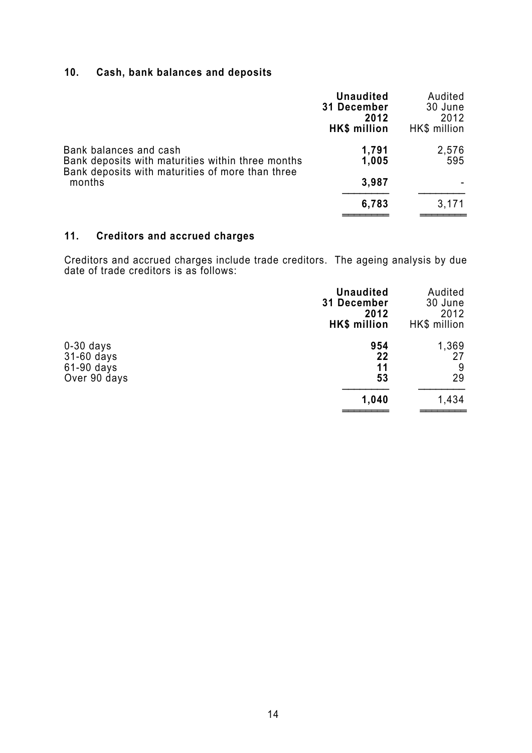## 10. Cash, bank balances and deposits

| | **Unaudited 31 December 2012 HK$ million** | Audited 30 June 2012 HK$ million |
|---|---|---|
| Bank balances and cash | **1,791** | 2,576 |
| Bank deposits with maturities within three months | **1,005** | 595 |
| Bank deposits with maturities of more than three months | **3,987** | - |
| | **6,783** | 3,171 |

## 11. Creditors and accrued charges

Creditors and accrued charges include trade creditors. The ageing analysis by due date of trade creditors is as follows:

| | **Unaudited 31 December 2012 HK$ million** | Audited 30 June 2012 HK$ million |
|---|---|---|
| 0-30 days | **954** | 1,369 |
| 31-60 days | **22** | 27 |
| 61-90 days | **11** | 9 |
| Over 90 days | **53** | 29 |
| | **1,040** | 1,434 |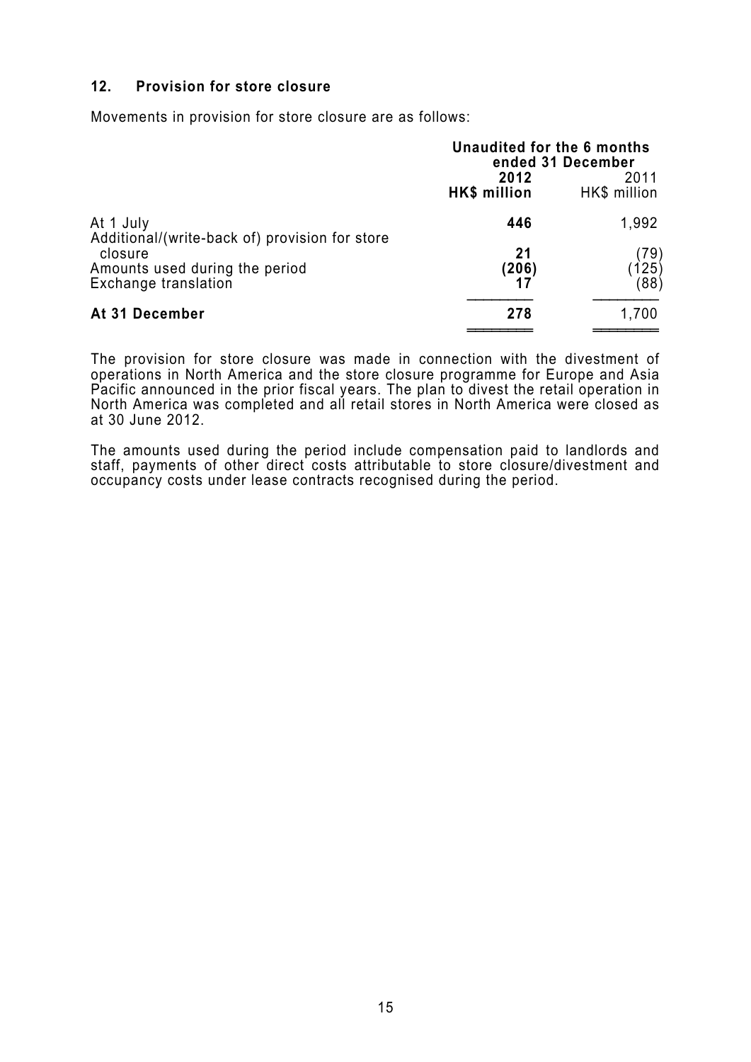## 12. Provision for store closure

Movements in provision for store closure are as follows:

| | Unaudited for the 6 months ended 31 December | |
|---|---|---|
| | **2012** | 2011 |
| | **HK$ million** | HK$ million |
| At 1 July | **446** | 1,992 |
| Additional/(write-back of) provision for store closure | **21** | (79) |
| Amounts used during the period | **(206)** | (125) |
| Exchange translation | **17** | (88) |
| **At 31 December** | **278** | 1,700 |

The provision for store closure was made in connection with the divestment of operations in North America and the store closure programme for Europe and Asia Pacific announced in the prior fiscal years. The plan to divest the retail operation in North America was completed and all retail stores in North America were closed as at 30 June 2012.

The amounts used during the period include compensation paid to landlords and staff, payments of other direct costs attributable to store closure/divestment and occupancy costs under lease contracts recognised during the period.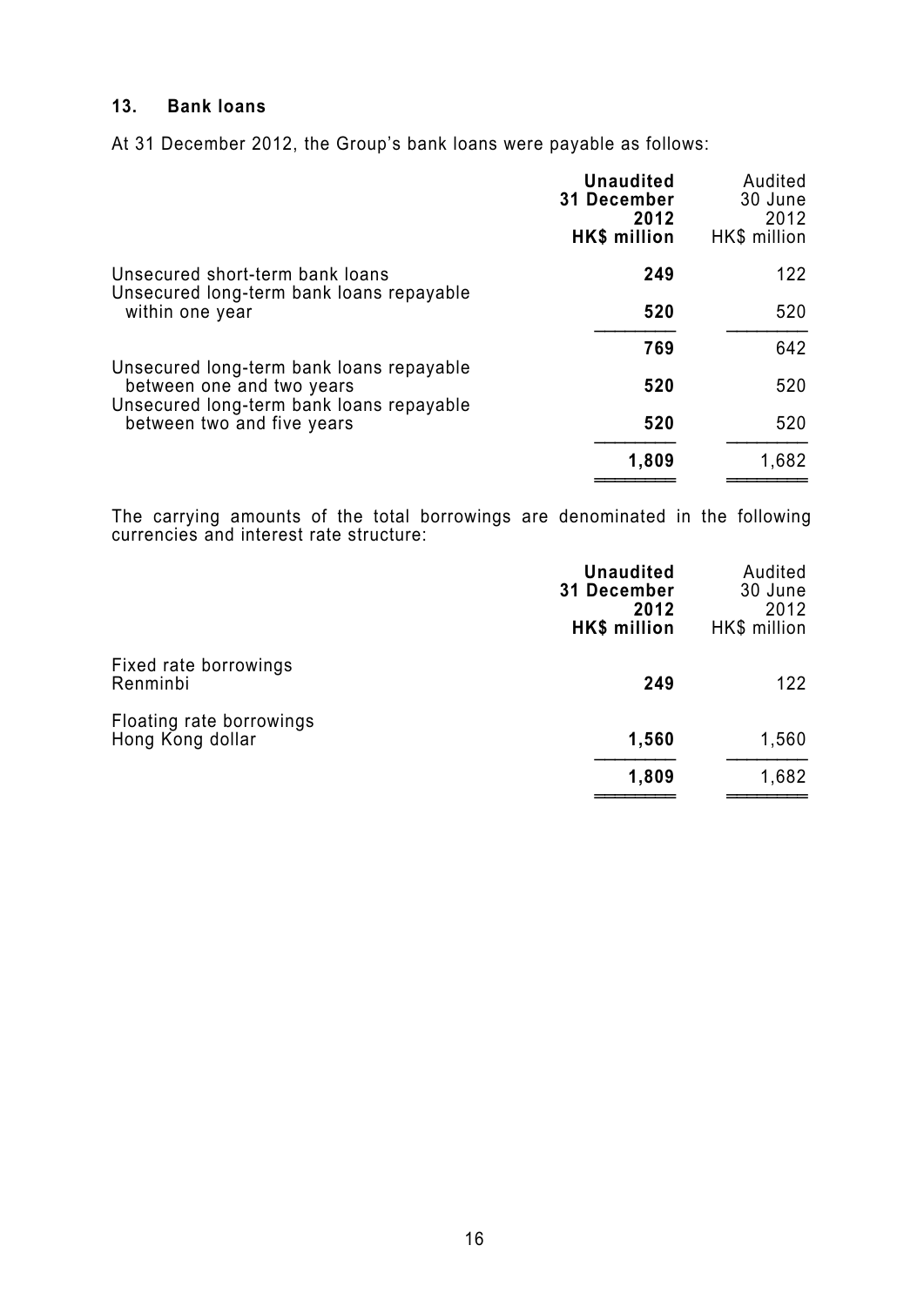## 13. Bank loans

At 31 December 2012, the Group's bank loans were payable as follows:

| | **Unaudited 31 December 2012 HK$ million** | Audited 30 June 2012 HK$ million |
|---|---|---|
| Unsecured short-term bank loans | **249** | 122 |
| Unsecured long-term bank loans repayable within one year | **520** | 520 |
| | **769** | 642 |
| Unsecured long-term bank loans repayable between one and two years | **520** | 520 |
| Unsecured long-term bank loans repayable between two and five years | **520** | 520 |
| | **1,809** | 1,682 |

The carrying amounts of the total borrowings are denominated in the following currencies and interest rate structure:

| | **Unaudited 31 December 2012 HK$ million** | Audited 30 June 2012 HK$ million |
|---|---|---|
| Fixed rate borrowings | | |
| Renminbi | **249** | 122 |
| Floating rate borrowings | | |
| Hong Kong dollar | **1,560** | 1,560 |
| | **1,809** | 1,682 |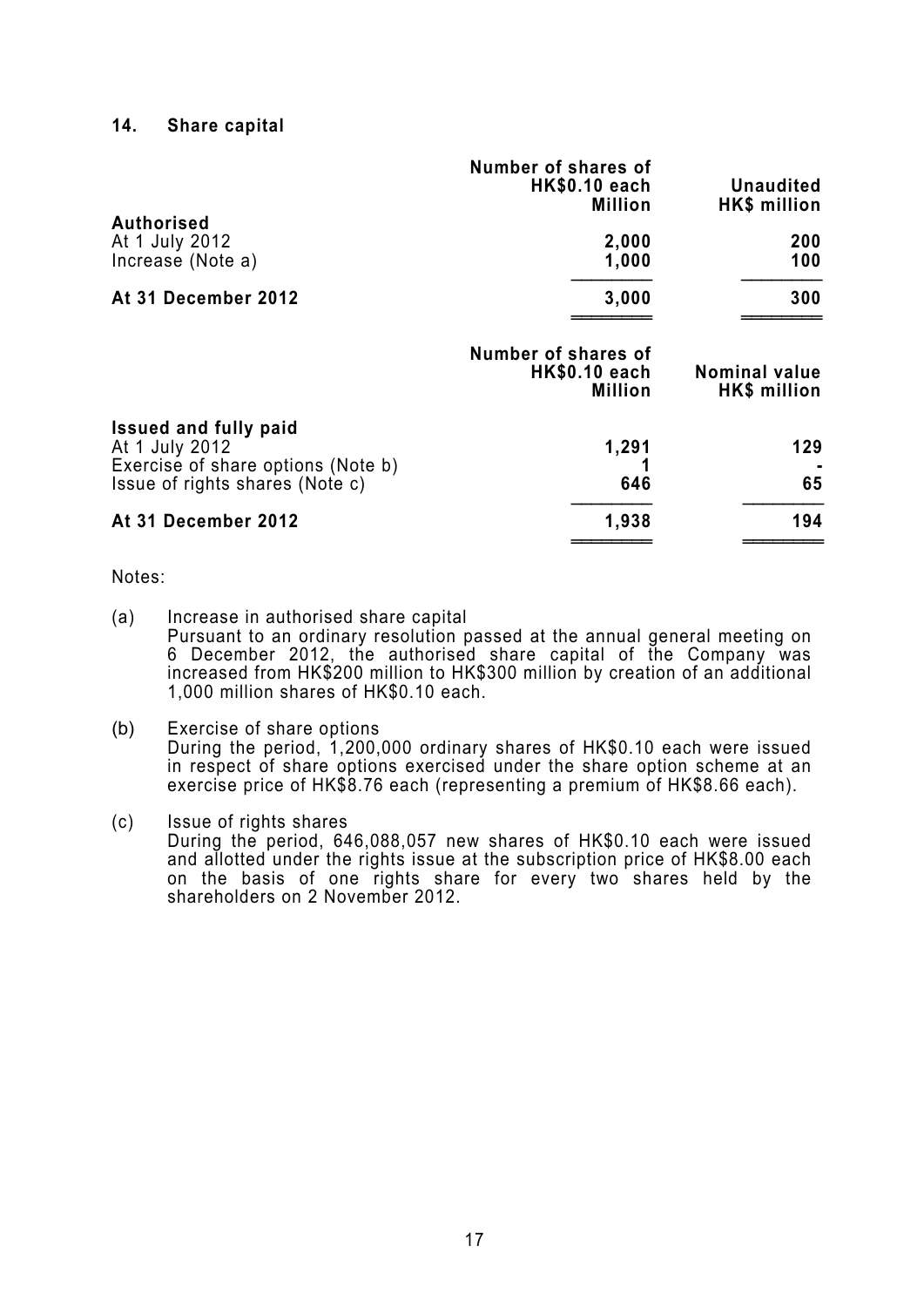## 14. Share capital

| | Number of shares of HK$0.10 each Million | Unaudited HK$ million |
|---|---|---|
| **Authorised** | | |
| At 1 July 2012 | 2,000 | 200 |
| Increase (Note a) | 1,000 | 100 |
| **At 31 December 2012** | **3,000** | **300** |

| | Number of shares of HK$0.10 each Million | Nominal value HK$ million |
|---|---|---|
| **Issued and fully paid** | | |
| At 1 July 2012 | 1,291 | 129 |
| Exercise of share options (Note b) | 1 | - |
| Issue of rights shares (Note c) | 646 | 65 |
| **At 31 December 2012** | **1,938** | **194** |

Notes:

(a) Increase in authorised share capital
Pursuant to an ordinary resolution passed at the annual general meeting on 6 December 2012, the authorised share capital of the Company was increased from HK$200 million to HK$300 million by creation of an additional 1,000 million shares of HK$0.10 each.

(b) Exercise of share options
During the period, 1,200,000 ordinary shares of HK$0.10 each were issued in respect of share options exercised under the share option scheme at an exercise price of HK$8.76 each (representing a premium of HK$8.66 each).

(c) Issue of rights shares
During the period, 646,088,057 new shares of HK$0.10 each were issued and allotted under the rights issue at the subscription price of HK$8.00 each on the basis of one rights share for every two shares held by the shareholders on 2 November 2012.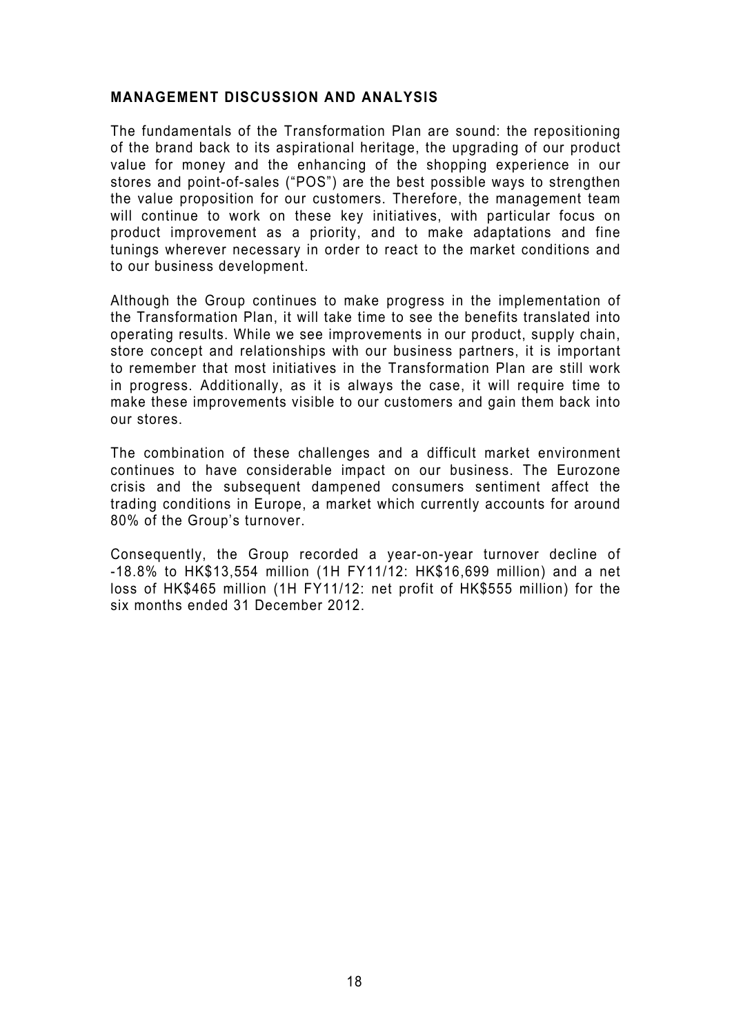## MANAGEMENT DISCUSSION AND ANALYSIS

The fundamentals of the Transformation Plan are sound: the repositioning of the brand back to its aspirational heritage, the upgrading of our product value for money and the enhancing of the shopping experience in our stores and point-of-sales ("POS") are the best possible ways to strengthen the value proposition for our customers. Therefore, the management team will continue to work on these key initiatives, with particular focus on product improvement as a priority, and to make adaptations and fine tunings wherever necessary in order to react to the market conditions and to our business development.

Although the Group continues to make progress in the implementation of the Transformation Plan, it will take time to see the benefits translated into operating results. While we see improvements in our product, supply chain, store concept and relationships with our business partners, it is important to remember that most initiatives in the Transformation Plan are still work in progress. Additionally, as it is always the case, it will require time to make these improvements visible to our customers and gain them back into our stores.

The combination of these challenges and a difficult market environment continues to have considerable impact on our business. The Eurozone crisis and the subsequent dampened consumers sentiment affect the trading conditions in Europe, a market which currently accounts for around 80% of the Group's turnover.

Consequently, the Group recorded a year-on-year turnover decline of -18.8% to HK$13,554 million (1H FY11/12: HK$16,699 million) and a net loss of HK$465 million (1H FY11/12: net profit of HK$555 million) for the six months ended 31 December 2012.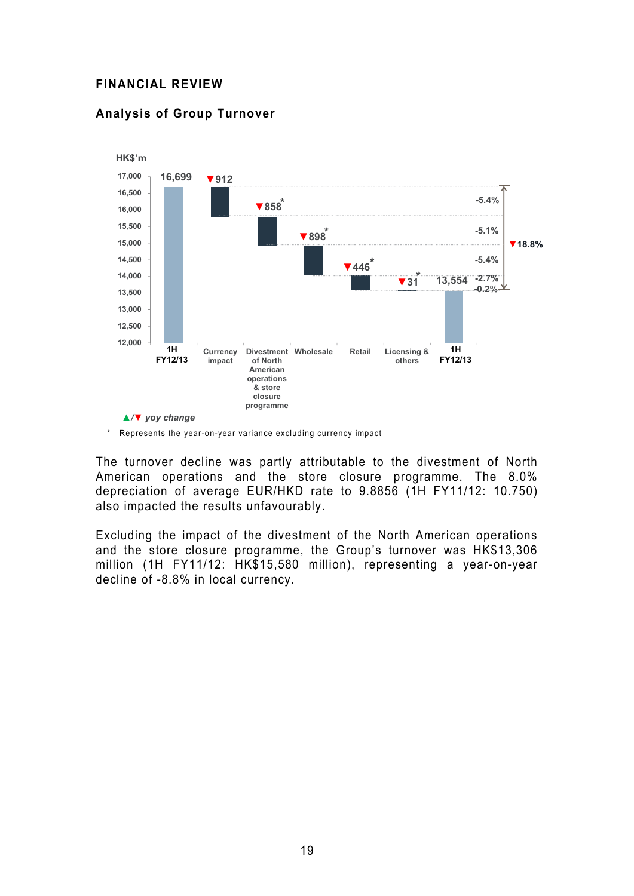# FINANCIAL REVIEW

## Analysis of Group Turnover

HK$'m

| | 1H FY12/13 | Currency impact | Divestment of North American operations & store closure programme | Wholesale | Retail | Licensing & others | 1H FY12/13 |
|---|---|---|---|---|---|---|---|
| HK$'m | 16,699 | ▼912 | ▼858* | ▼898* | ▼446* | ▼31* | 13,554 |
| yoy change | | -5.4% | -5.1% | -5.4% | -2.7% | -0.2% | ▼18.8% |

▲/▼ *yoy change*

\* Represents the year-on-year variance excluding currency impact

The turnover decline was partly attributable to the divestment of North American operations and the store closure programme. The 8.0% depreciation of average EUR/HKD rate to 9.8856 (1H FY11/12: 10.750) also impacted the results unfavourably.

Excluding the impact of the divestment of the North American operations and the store closure programme, the Group's turnover was HK$13,306 million (1H FY11/12: HK$15,580 million), representing a year-on-year decline of -8.8% in local currency.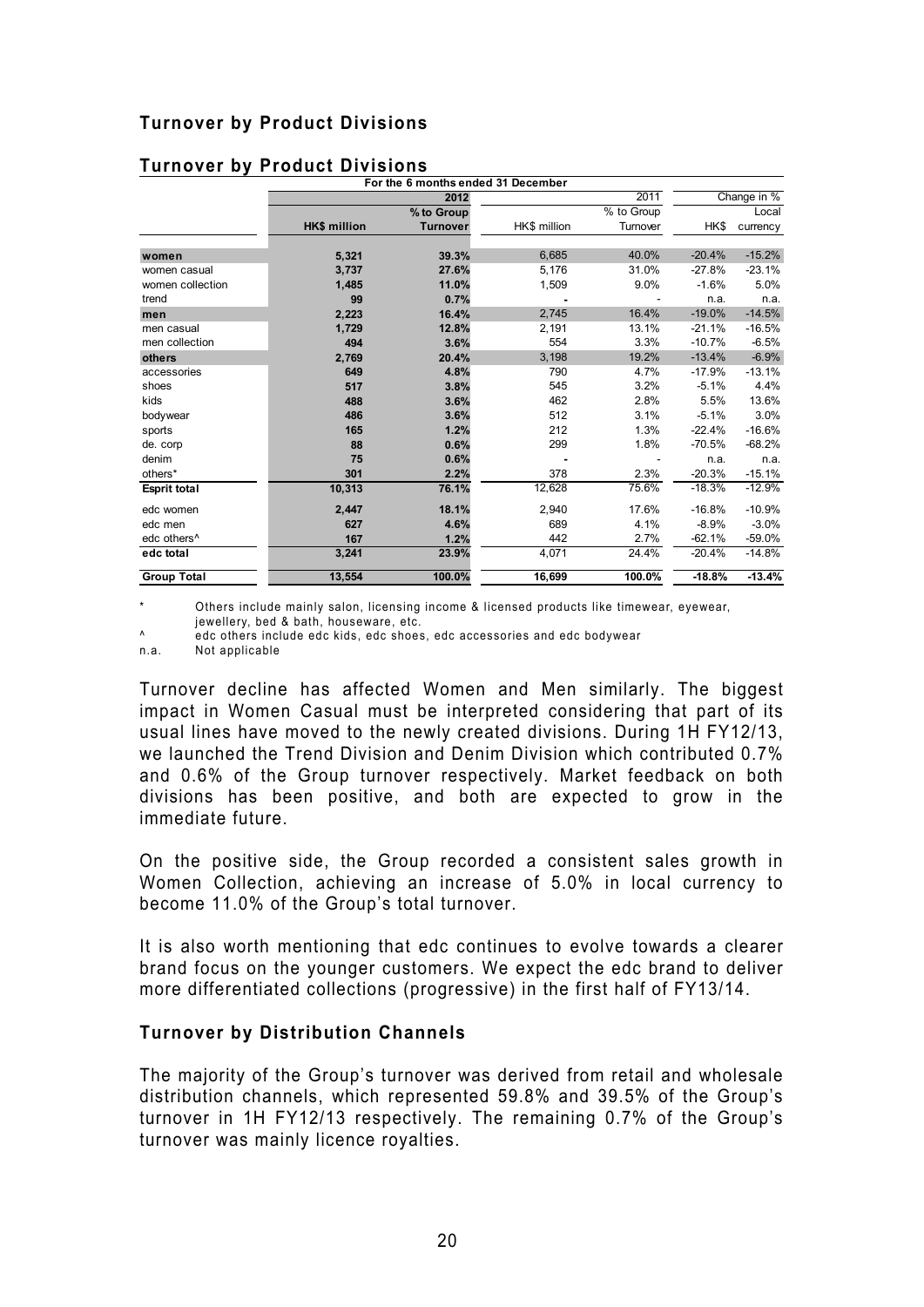### Turnover by Product Divisions

### Turnover by Product Divisions

| | For the 6 months ended 31 December | | | | | |
|---|---|---|---|---|---|---|
| | 2012 | | 2011 | | Change in % | |
| | **HK$ million** | **% to Group Turnover** | HK$ million | % to Group Turnover | HK$ | Local currency |
| **women** | **5,321** | **39.3%** | 6,685 | 40.0% | -20.4% | -15.2% |
| women casual | **3,737** | **27.6%** | 5,176 | 31.0% | -27.8% | -23.1% |
| women collection | **1,485** | **11.0%** | 1,509 | 9.0% | -1.6% | 5.0% |
| trend | **99** | **0.7%** | - | - | n.a. | n.a. |
| **men** | **2,223** | **16.4%** | 2,745 | 16.4% | -19.0% | -14.5% |
| men casual | **1,729** | **12.8%** | 2,191 | 13.1% | -21.1% | -16.5% |
| men collection | **494** | **3.6%** | 554 | 3.3% | -10.7% | -6.5% |
| **others** | **2,769** | **20.4%** | 3,198 | 19.2% | -13.4% | -6.9% |
| accessories | **649** | **4.8%** | 790 | 4.7% | -17.9% | -13.1% |
| shoes | **517** | **3.8%** | 545 | 3.2% | -5.1% | 4.4% |
| kids | **488** | **3.6%** | 462 | 2.8% | 5.5% | 13.6% |
| bodywear | **486** | **3.6%** | 512 | 3.1% | -5.1% | 3.0% |
| sports | **165** | **1.2%** | 212 | 1.3% | -22.4% | -16.6% |
| de. corp | **88** | **0.6%** | 299 | 1.8% | -70.5% | -68.2% |
| denim | **75** | **0.6%** | - | - | n.a. | n.a. |
| others* | **301** | **2.2%** | 378 | 2.3% | -20.3% | -15.1% |
| **Esprit total** | **10,313** | **76.1%** | 12,628 | 75.6% | -18.3% | -12.9% |
| edc women | **2,447** | **18.1%** | 2,940 | 17.6% | -16.8% | -10.9% |
| edc men | **627** | **4.6%** | 689 | 4.1% | -8.9% | -3.0% |
| edc others^ | **167** | **1.2%** | 442 | 2.7% | -62.1% | -59.0% |
| **edc total** | **3,241** | **23.9%** | 4,071 | 24.4% | -20.4% | -14.8% |
| **Group Total** | **13,554** | **100.0%** | **16,699** | **100.0%** | **-18.8%** | **-13.4%** |

\* Others include mainly salon, licensing income & licensed products like timewear, eyewear, jewellery, bed & bath, houseware, etc.

^ edc others include edc kids, edc shoes, edc accessories and edc bodywear

n.a. Not applicable

Turnover decline has affected Women and Men similarly. The biggest impact in Women Casual must be interpreted considering that part of its usual lines have moved to the newly created divisions. During 1H FY12/13, we launched the Trend Division and Denim Division which contributed 0.7% and 0.6% of the Group turnover respectively. Market feedback on both divisions has been positive, and both are expected to grow in the immediate future.

On the positive side, the Group recorded a consistent sales growth in Women Collection, achieving an increase of 5.0% in local currency to become 11.0% of the Group's total turnover.

It is also worth mentioning that edc continues to evolve towards a clearer brand focus on the younger customers. We expect the edc brand to deliver more differentiated collections (progressive) in the first half of FY13/14.

### Turnover by Distribution Channels

The majority of the Group's turnover was derived from retail and wholesale distribution channels, which represented 59.8% and 39.5% of the Group's turnover in 1H FY12/13 respectively. The remaining 0.7% of the Group's turnover was mainly licence royalties.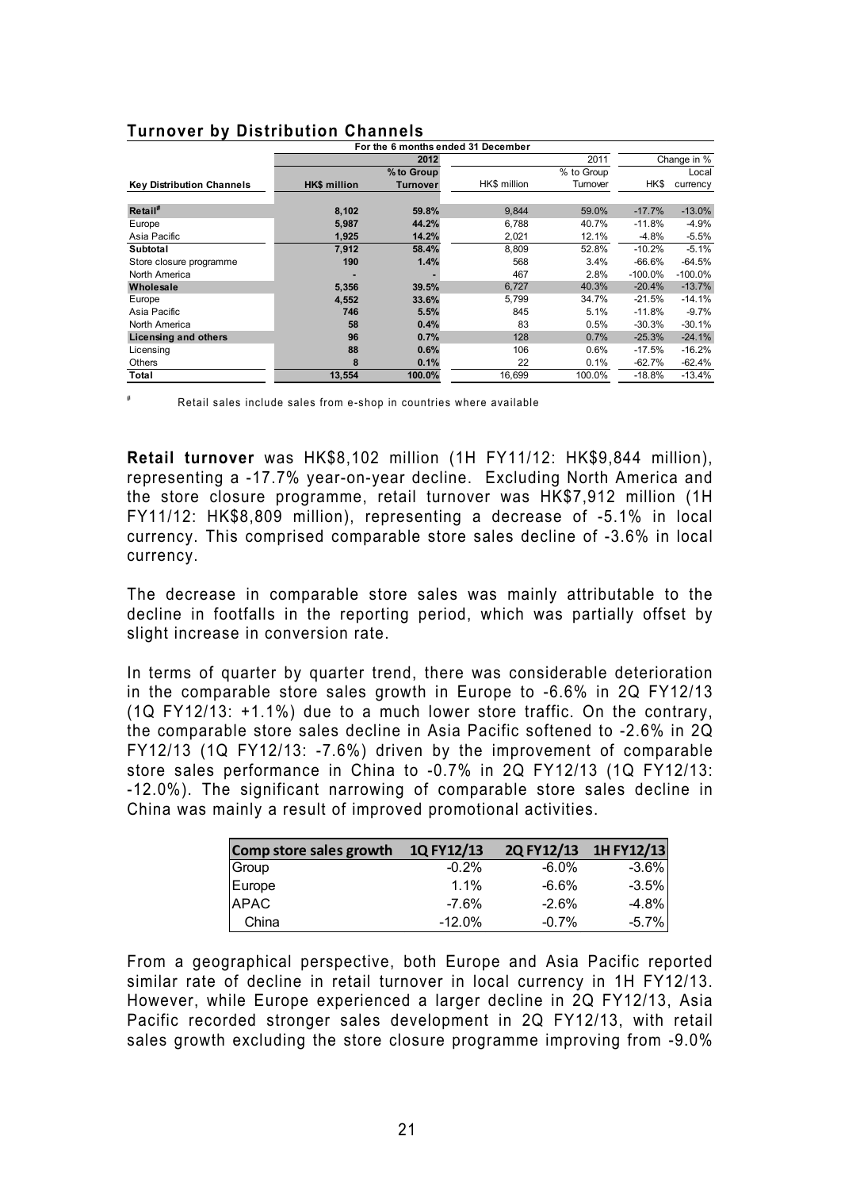## Turnover by Distribution Channels

| | For the 6 months ended 31 December | | | | | |
|---|---|---|---|---|---|---|
| | 2012 | | 2011 | | Change in % | |
| **Key Distribution Channels** | **HK$ million** | **% to Group Turnover** | HK$ million | % to Group Turnover | HK$ | Local currency |
| **Retail#** | **8,102** | **59.8%** | 9,844 | 59.0% | -17.7% | -13.0% |
| Europe | **5,987** | **44.2%** | 6,788 | 40.7% | -11.8% | -4.9% |
| Asia Pacific | **1,925** | **14.2%** | 2,021 | 12.1% | -4.8% | -5.5% |
| **Subtotal** | **7,912** | **58.4%** | 8,809 | 52.8% | -10.2% | -5.1% |
| Store closure programme | **190** | **1.4%** | 568 | 3.4% | -66.6% | -64.5% |
| North America | **-** | **-** | 467 | 2.8% | -100.0% | -100.0% |
| **Wholesale** | **5,356** | **39.5%** | 6,727 | 40.3% | -20.4% | -13.7% |
| Europe | **4,552** | **33.6%** | 5,799 | 34.7% | -21.5% | -14.1% |
| Asia Pacific | **746** | **5.5%** | 845 | 5.1% | -11.8% | -9.7% |
| North America | **58** | **0.4%** | 83 | 0.5% | -30.3% | -30.1% |
| **Licensing and others** | **96** | **0.7%** | 128 | 0.7% | -25.3% | -24.1% |
| Licensing | **88** | **0.6%** | 106 | 0.6% | -17.5% | -16.2% |
| Others | **8** | **0.1%** | 22 | 0.1% | -62.7% | -62.4% |
| **Total** | **13,554** | **100.0%** | 16,699 | 100.0% | -18.8% | -13.4% |

# Retail sales include sales from e-shop in countries where available

**Retail turnover** was HK$8,102 million (1H FY11/12: HK$9,844 million), representing a -17.7% year-on-year decline. Excluding North America and the store closure programme, retail turnover was HK$7,912 million (1H FY11/12: HK$8,809 million), representing a decrease of -5.1% in local currency. This comprised comparable store sales decline of -3.6% in local currency.

The decrease in comparable store sales was mainly attributable to the decline in footfalls in the reporting period, which was partially offset by slight increase in conversion rate.

In terms of quarter by quarter trend, there was considerable deterioration in the comparable store sales growth in Europe to -6.6% in 2Q FY12/13 (1Q FY12/13: +1.1%) due to a much lower store traffic. On the contrary, the comparable store sales decline in Asia Pacific softened to -2.6% in 2Q FY12/13 (1Q FY12/13: -7.6%) driven by the improvement of comparable store sales performance in China to -0.7% in 2Q FY12/13 (1Q FY12/13: -12.0%). The significant narrowing of comparable store sales decline in China was mainly a result of improved promotional activities.

| Comp store sales growth | 1Q FY12/13 | 2Q FY12/13 | 1H FY12/13 |
|---|---|---|---|
| Group | -0.2% | -6.0% | -3.6% |
| Europe | 1.1% | -6.6% | -3.5% |
| APAC | -7.6% | -2.6% | -4.8% |
| China | -12.0% | -0.7% | -5.7% |

From a geographical perspective, both Europe and Asia Pacific reported similar rate of decline in retail turnover in local currency in 1H FY12/13. However, while Europe experienced a larger decline in 2Q FY12/13, Asia Pacific recorded stronger sales development in 2Q FY12/13, with retail sales growth excluding the store closure programme improving from -9.0%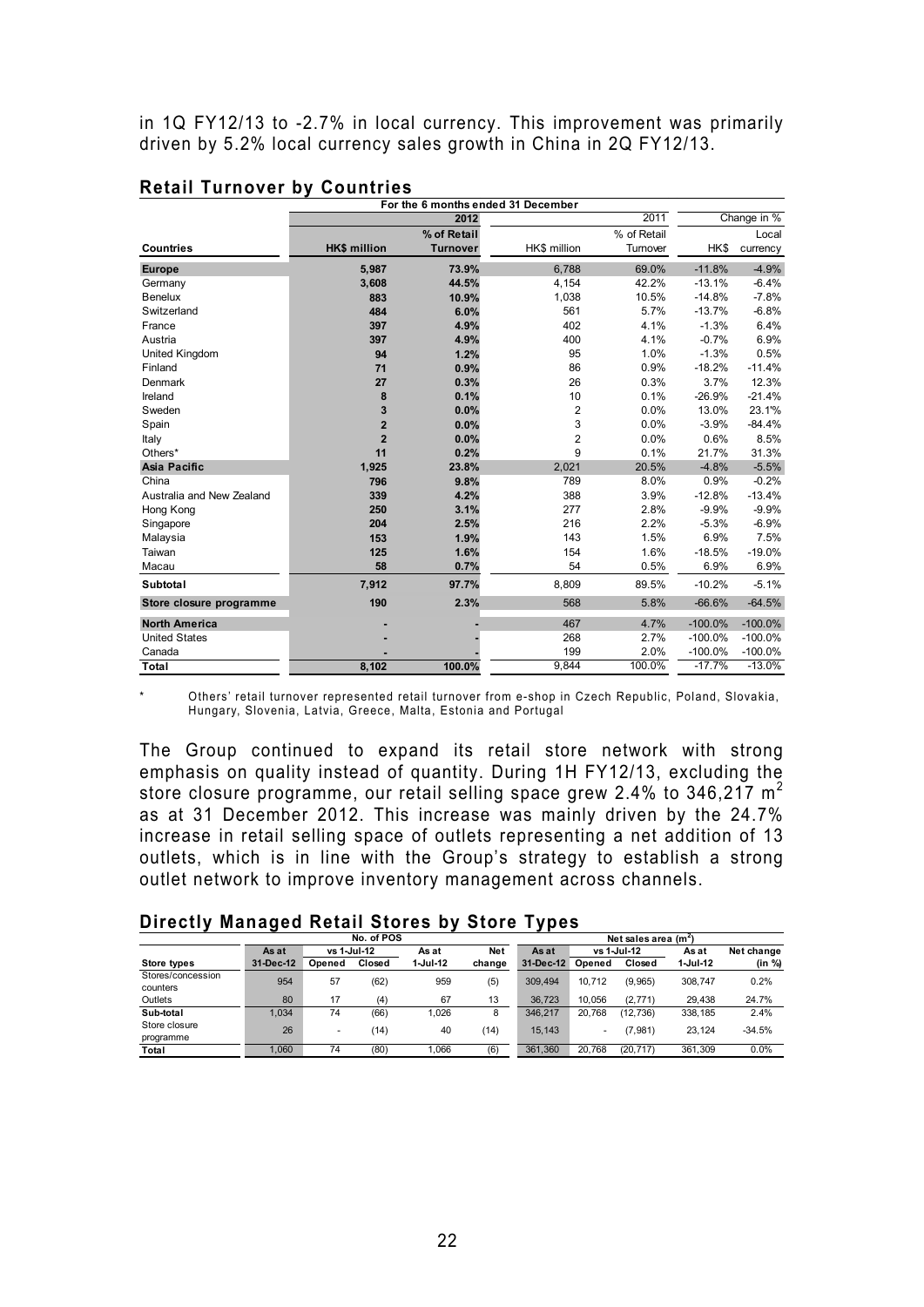in 1Q FY12/13 to -2.7% in local currency. This improvement was primarily driven by 5.2% local currency sales growth in China in 2Q FY12/13.

## Retail Turnover by Countries

| | For the 6 months ended 31 December | | | | | |
|---|---|---|---|---|---|---|
| | 2012 | | 2011 | | Change in % | |
| **Countries** | **HK$ million** | **% of Retail Turnover** | HK$ million | % of Retail Turnover | HK$ | Local currency |
| **Europe** | **5,987** | **73.9%** | 6,788 | 69.0% | -11.8% | -4.9% |
| Germany | **3,608** | **44.5%** | 4,154 | 42.2% | -13.1% | -6.4% |
| Benelux | **883** | **10.9%** | 1,038 | 10.5% | -14.8% | -7.8% |
| Switzerland | **484** | **6.0%** | 561 | 5.7% | -13.7% | -6.8% |
| France | **397** | **4.9%** | 402 | 4.1% | -1.3% | 6.4% |
| Austria | **397** | **4.9%** | 400 | 4.1% | -0.7% | 6.9% |
| United Kingdom | **94** | **1.2%** | 95 | 1.0% | -1.3% | 0.5% |
| Finland | **71** | **0.9%** | 86 | 0.9% | -18.2% | -11.4% |
| Denmark | **27** | **0.3%** | 26 | 0.3% | 3.7% | 12.3% |
| Ireland | **8** | **0.1%** | 10 | 0.1% | -26.9% | -21.4% |
| Sweden | **3** | **0.0%** | 2 | 0.0% | 13.0% | 23.1% |
| Spain | **2** | **0.0%** | 3 | 0.0% | -3.9% | -84.4% |
| Italy | **2** | **0.0%** | 2 | 0.0% | 0.6% | 8.5% |
| Others* | **11** | **0.2%** | 9 | 0.1% | 21.7% | 31.3% |
| **Asia Pacific** | **1,925** | **23.8%** | 2,021 | 20.5% | -4.8% | -5.5% |
| China | **796** | **9.8%** | 789 | 8.0% | 0.9% | -0.2% |
| Australia and New Zealand | **339** | **4.2%** | 388 | 3.9% | -12.8% | -13.4% |
| Hong Kong | **250** | **3.1%** | 277 | 2.8% | -9.9% | -9.9% |
| Singapore | **204** | **2.5%** | 216 | 2.2% | -5.3% | -6.9% |
| Malaysia | **153** | **1.9%** | 143 | 1.5% | 6.9% | 7.5% |
| Taiwan | **125** | **1.6%** | 154 | 1.6% | -18.5% | -19.0% |
| Macau | **58** | **0.7%** | 54 | 0.5% | 6.9% | 6.9% |
| **Subtotal** | **7,912** | **97.7%** | 8,809 | 89.5% | -10.2% | -5.1% |
| **Store closure programme** | **190** | **2.3%** | 568 | 5.8% | -66.6% | -64.5% |
| **North America** | **-** | **-** | 467 | 4.7% | -100.0% | -100.0% |
| United States | **-** | **-** | 268 | 2.7% | -100.0% | -100.0% |
| Canada | **-** | **-** | 199 | 2.0% | -100.0% | -100.0% |
| **Total** | **8,102** | **100.0%** | 9,844 | 100.0% | -17.7% | -13.0% |

\* Others' retail turnover represented retail turnover from e-shop in Czech Republic, Poland, Slovakia, Hungary, Slovenia, Latvia, Greece, Malta, Estonia and Portugal

The Group continued to expand its retail store network with strong emphasis on quality instead of quantity. During 1H FY12/13, excluding the store closure programme, our retail selling space grew 2.4% to 346,217 $m^2$ as at 31 December 2012. This increase was mainly driven by the 24.7% increase in retail selling space of outlets representing a net addition of 13 outlets, which is in line with the Group's strategy to establish a strong outlet network to improve inventory management across channels.

## Directly Managed Retail Stores by Store Types

| | No. of POS | | | | | Net sales area ($m^2$) | | | | |
|---|---|---|---|---|---|---|---|---|---|---|
| | As at | vs 1-Jul-12 | | As at | Net | As at | vs 1-Jul-12 | | As at | Net change |
| **Store types** | **31-Dec-12** | **Opened** | **Closed** | **1-Jul-12** | **change** | **31-Dec-12** | **Opened** | **Closed** | **1-Jul-12** | **(in %)** |
| Stores/concession counters | 954 | 57 | (62) | 959 | (5) | 309,494 | 10,712 | (9,965) | 308,747 | 0.2% |
| Outlets | 80 | 17 | (4) | 67 | 13 | 36,723 | 10,056 | (2,771) | 29,438 | 24.7% |
| **Sub-total** | 1,034 | 74 | (66) | 1,026 | 8 | 346,217 | 20,768 | (12,736) | 338,185 | 2.4% |
| Store closure programme | 26 | - | (14) | 40 | (14) | 15,143 | - | (7,981) | 23,124 | -34.5% |
| **Total** | 1,060 | 74 | (80) | 1,066 | (6) | 361,360 | 20,768 | (20,717) | 361,309 | 0.0% |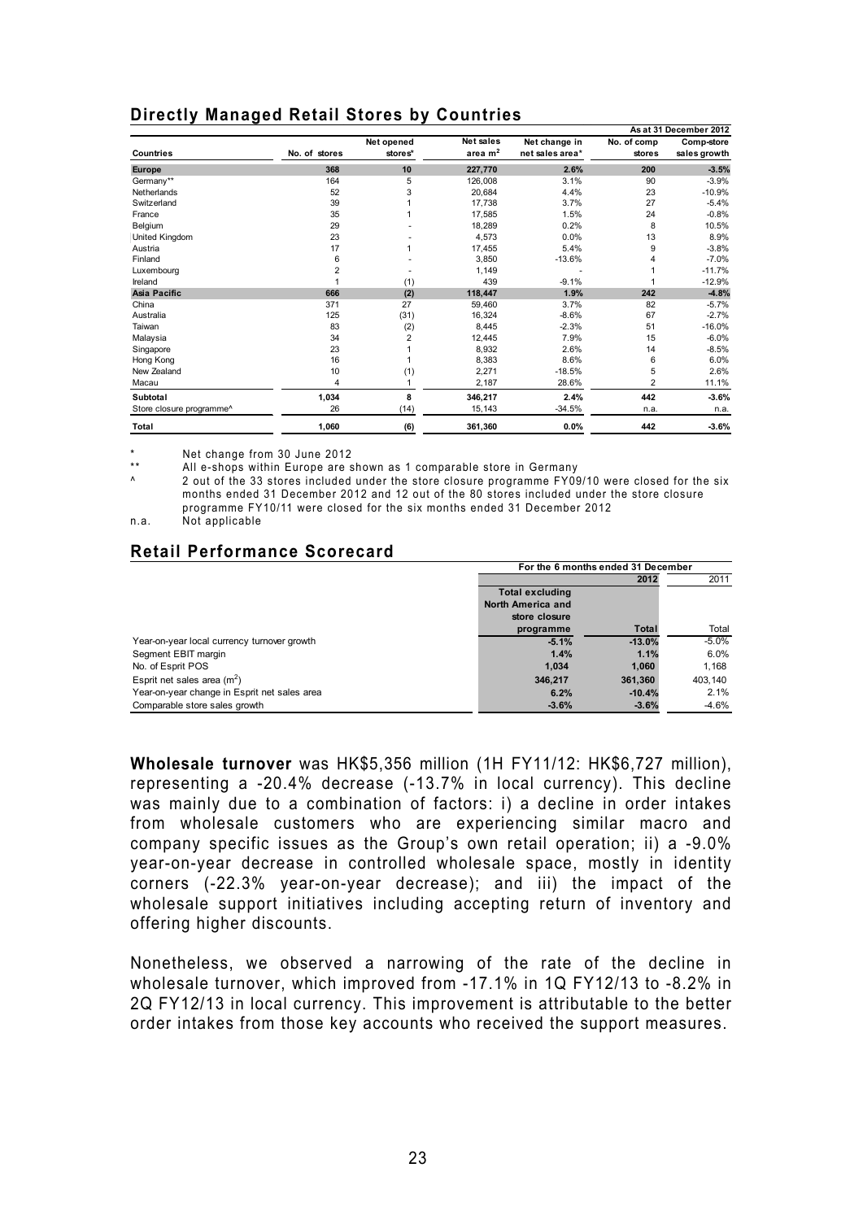## Directly Managed Retail Stores by Countries

| | | | | | As at 31 December 2012 | |
|---|---|---|---|---|---|---|
| Countries | No. of stores | Net opened stores* | Net sales area $m^2$ | Net change in net sales area* | No. of comp stores | Comp-store sales growth |
| **Europe** | **368** | **10** | **227,770** | **2.6%** | **200** | **-3.5%** |
| Germany** | 164 | 5 | 126,008 | 3.1% | 90 | -3.9% |
| Netherlands | 52 | 3 | 20,684 | 4.4% | 23 | -10.9% |
| Switzerland | 39 | 1 | 17,738 | 3.7% | 27 | -5.4% |
| France | 35 | 1 | 17,585 | 1.5% | 24 | -0.8% |
| Belgium | 29 | - | 18,289 | 0.2% | 8 | 10.5% |
| United Kingdom | 23 | - | 4,573 | 0.0% | 13 | 8.9% |
| Austria | 17 | 1 | 17,455 | 5.4% | 9 | -3.8% |
| Finland | 6 | - | 3,850 | -13.6% | 4 | -7.0% |
| Luxembourg | 2 | - | 1,149 | - | 1 | -11.7% |
| Ireland | 1 | (1) | 439 | -9.1% | 1 | -12.9% |
| **Asia Pacific** | **666** | **(2)** | **118,447** | **1.9%** | **242** | **-4.8%** |
| China | 371 | 27 | 59,460 | 3.7% | 82 | -5.7% |
| Australia | 125 | (31) | 16,324 | -8.6% | 67 | -2.7% |
| Taiwan | 83 | (2) | 8,445 | -2.3% | 51 | -16.0% |
| Malaysia | 34 | 2 | 12,445 | 7.9% | 15 | -6.0% |
| Singapore | 23 | 1 | 8,932 | 2.6% | 14 | -8.5% |
| Hong Kong | 16 | 1 | 8,383 | 8.6% | 6 | 6.0% |
| New Zealand | 10 | (1) | 2,271 | -18.5% | 5 | 2.6% |
| Macau | 4 | 1 | 2,187 | 28.6% | 2 | 11.1% |
| **Subtotal** | **1,034** | **8** | **346,217** | **2.4%** | **442** | **-3.6%** |
| Store closure programme^ | 26 | (14) | 15,143 | -34.5% | n.a. | n.a. |
| **Total** | **1,060** | **(6)** | **361,360** | **0.0%** | **442** | **-3.6%** |

\* Net change from 30 June 2012

\*\* All e-shops within Europe are shown as 1 comparable store in Germany

^ 2 out of the 33 stores included under the store closure programme FY09/10 were closed for the six months ended 31 December 2012 and 12 out of the 80 stores included under the store closure programme FY10/11 were closed for the six months ended 31 December 2012

n.a. Not applicable

## Retail Performance Scorecard

| | For the 6 months ended 31 December | | |
|---|---|---|---|
| | 2012 | | 2011 |
| | Total excluding North America and store closure programme | Total | Total |
| Year-on-year local currency turnover growth | -5.1% | -13.0% | -5.0% |
| Segment EBIT margin | 1.4% | 1.1% | 6.0% |
| No. of Esprit POS | 1,034 | 1,060 | 1,168 |
| Esprit net sales area ($m^2$) | 346,217 | 361,360 | 403,140 |
| Year-on-year change in Esprit net sales area | 6.2% | -10.4% | 2.1% |
| Comparable store sales growth | -3.6% | -3.6% | -4.6% |

**Wholesale turnover** was HK$5,356 million (1H FY11/12: HK$6,727 million), representing a -20.4% decrease (-13.7% in local currency). This decline was mainly due to a combination of factors: i) a decline in order intakes from wholesale customers who are experiencing similar macro and company specific issues as the Group's own retail operation; ii) a -9.0% year-on-year decrease in controlled wholesale space, mostly in identity corners (-22.3% year-on-year decrease); and iii) the impact of the wholesale support initiatives including accepting return of inventory and offering higher discounts.

Nonetheless, we observed a narrowing of the rate of the decline in wholesale turnover, which improved from -17.1% in 1Q FY12/13 to -8.2% in 2Q FY12/13 in local currency. This improvement is attributable to the better order intakes from those key accounts who received the support measures.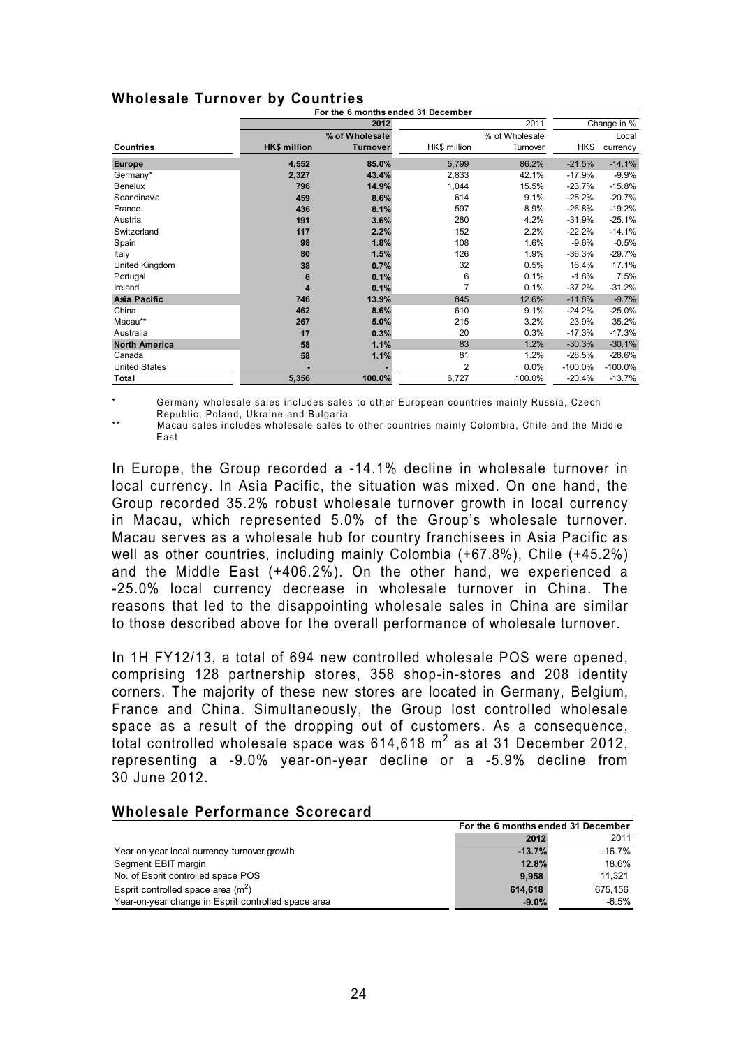## Wholesale Turnover by Countries

| | For the 6 months ended 31 December | | | | | |
|---|---|---|---|---|---|---|
| | 2012 | | 2011 | | Change in % | |
| Countries | HK$ million | % of Wholesale Turnover | HK$ million | % of Wholesale Turnover | HK$ | Local currency |
| **Europe** | **4,552** | **85.0%** | 5,799 | 86.2% | -21.5% | -14.1% |
| Germany* | 2,327 | 43.4% | 2,833 | 42.1% | -17.9% | -9.9% |
| Benelux | 796 | 14.9% | 1,044 | 15.5% | -23.7% | -15.8% |
| Scandinavia | 459 | 8.6% | 614 | 9.1% | -25.2% | -20.7% |
| France | 436 | 8.1% | 597 | 8.9% | -26.8% | -19.2% |
| Austria | 191 | 3.6% | 280 | 4.2% | -31.9% | -25.1% |
| Switzerland | 117 | 2.2% | 152 | 2.2% | -22.2% | -14.1% |
| Spain | 98 | 1.8% | 108 | 1.6% | -9.6% | -0.5% |
| Italy | 80 | 1.5% | 126 | 1.9% | -36.3% | -29.7% |
| United Kingdom | 38 | 0.7% | 32 | 0.5% | 16.4% | 17.1% |
| Portugal | 6 | 0.1% | 6 | 0.1% | -1.8% | 7.5% |
| Ireland | 4 | 0.1% | 7 | 0.1% | -37.2% | -31.2% |
| **Asia Pacific** | **746** | **13.9%** | 845 | 12.6% | -11.8% | -9.7% |
| China | 462 | 8.6% | 610 | 9.1% | -24.2% | -25.0% |
| Macau** | 267 | 5.0% | 215 | 3.2% | 23.9% | 35.2% |
| Australia | 17 | 0.3% | 20 | 0.3% | -17.3% | -17.3% |
| **North America** | **58** | **1.1%** | 83 | 1.2% | -30.3% | -30.1% |
| Canada | 58 | 1.1% | 81 | 1.2% | -28.5% | -28.6% |
| United States | - | - | 2 | 0.0% | -100.0% | -100.0% |
| **Total** | **5,356** | **100.0%** | 6,727 | 100.0% | -20.4% | -13.7% |

\* Germany wholesale sales includes sales to other European countries mainly Russia, Czech Republic, Poland, Ukraine and Bulgaria

\** Macau sales includes wholesale sales to other countries mainly Colombia, Chile and the Middle East

In Europe, the Group recorded a -14.1% decline in wholesale turnover in local currency. In Asia Pacific, the situation was mixed. On one hand, the Group recorded 35.2% robust wholesale turnover growth in local currency in Macau, which represented 5.0% of the Group's wholesale turnover. Macau serves as a wholesale hub for country franchisees in Asia Pacific as well as other countries, including mainly Colombia (+67.8%), Chile (+45.2%) and the Middle East (+406.2%). On the other hand, we experienced a -25.0% local currency decrease in wholesale turnover in China. The reasons that led to the disappointing wholesale sales in China are similar to those described above for the overall performance of wholesale turnover.

In 1H FY12/13, a total of 694 new controlled wholesale POS were opened, comprising 128 partnership stores, 358 shop-in-stores and 208 identity corners. The majority of these new stores are located in Germany, Belgium, France and China. Simultaneously, the Group lost controlled wholesale space as a result of the dropping out of customers. As a consequence, total controlled wholesale space was 614,618 $m^2$ as at 31 December 2012, representing a -9.0% year-on-year decline or a -5.9% decline from 30 June 2012.

## Wholesale Performance Scorecard

| | For the 6 months ended 31 December | |
|---|---|---|
| | 2012 | 2011 |
| Year-on-year local currency turnover growth | -13.7% | -16.7% |
| Segment EBIT margin | 12.8% | 18.6% |
| No. of Esprit controlled space POS | 9,958 | 11,321 |
| Esprit controlled space area ($m^2$) | 614,618 | 675,156 |
| Year-on-year change in Esprit controlled space area | -9.0% | -6.5% |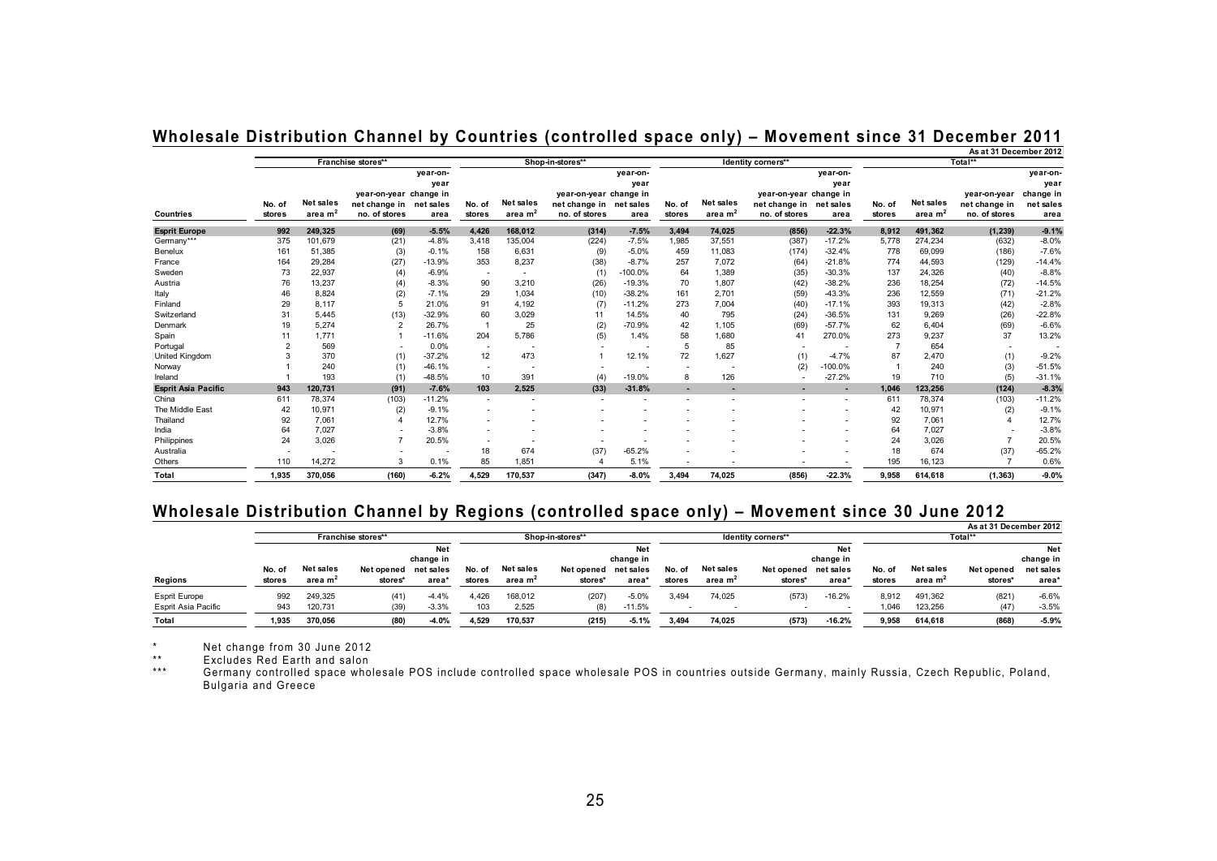## Wholesale Distribution Channel by Countries (controlled space only) – Movement since 31 December 2011

As at 31 December 2012

| Countries | Franchise stores** | | | | Shop-in-stores** | | | | Identity corners** | | | | Total** | | | |
|---|---|---|---|---|---|---|---|---|---|---|---|---|---|---|---|---|
| | No. of stores | Net sales area m² | year-on-year net change in no. of stores | year-on-year change in net sales area | No. of stores | Net sales area m² | year-on-year net change in no. of stores | year-on-year change in net sales area | No. of stores | Net sales area m² | year-on-year net change in no. of stores | year-on-year change in net sales area | No. of stores | Net sales area m² | year-on-year net change in no. of stores | year-on-year change in net sales area |
| **Esprit Europe** | **992** | **249,325** | **(69)** | **-5.5%** | **4,426** | **168,012** | **(314)** | **-7.5%** | **3,494** | **74,025** | **(856)** | **-22.3%** | **8,912** | **491,362** | **(1,239)** | **-9.1%** |
| Germany*** | 375 | 101,679 | (21) | -4.8% | 3,418 | 135,004 | (224) | -7.5% | 1,985 | 37,551 | (387) | -17.2% | 5,778 | 274,234 | (632) | -8.0% |
| Benelux | 161 | 51,385 | (3) | -0.1% | 158 | 6,631 | (9) | -5.0% | 459 | 11,083 | (174) | -32.4% | 778 | 69,099 | (186) | -7.6% |
| France | 164 | 29,284 | (27) | -13.9% | 353 | 8,237 | (38) | -8.7% | 257 | 7,072 | (64) | -21.8% | 774 | 44,593 | (129) | -14.4% |
| Sweden | 73 | 22,937 | (4) | -6.9% | - | - | (1) | -100.0% | 64 | 1,389 | (35) | -30.3% | 137 | 24,326 | (40) | -8.8% |
| Austria | 76 | 13,237 | (4) | -8.3% | 90 | 3,210 | (26) | -19.3% | 70 | 1,807 | (42) | -38.2% | 236 | 18,254 | (72) | -14.5% |
| Italy | 46 | 8,824 | (2) | -7.1% | 29 | 1,034 | (10) | -38.2% | 161 | 2,701 | (59) | -43.3% | 236 | 12,559 | (71) | -21.2% |
| Finland | 29 | 8,117 | 5 | 21.0% | 91 | 4,192 | (7) | -11.2% | 273 | 7,004 | (40) | -17.1% | 393 | 19,313 | (42) | -2.8% |
| Switzerland | 31 | 5,445 | (13) | -32.9% | 60 | 3,029 | 11 | 14.5% | 40 | 795 | (24) | -36.5% | 131 | 9,269 | (26) | -22.8% |
| Denmark | 19 | 5,274 | 2 | 26.7% | 1 | 25 | (2) | -70.9% | 42 | 1,105 | (69) | -57.7% | 62 | 6,404 | (69) | -6.6% |
| Spain | 11 | 1,771 | 1 | -11.6% | 204 | 5,786 | (5) | 1.4% | 58 | 1,680 | 41 | 270.0% | 273 | 9,237 | 37 | 13.2% |
| Portugal | 2 | 569 | - | 0.0% | - | - | - | - | 5 | 85 | - | - | 7 | 654 | - | - |
| United Kingdom | 3 | 370 | (1) | -37.2% | 12 | 473 | 1 | 12.1% | 72 | 1,627 | (1) | -4.7% | 87 | 2,470 | (1) | -9.2% |
| Norway | 1 | 240 | (1) | -46.1% | - | - | - | - | - | - | (2) | -100.0% | 1 | 240 | (3) | -51.5% |
| Ireland | 1 | 193 | (1) | -48.5% | 10 | 391 | (4) | -19.0% | 8 | 126 | - | -27.2% | 19 | 710 | (5) | -31.1% |
| **Esprit Asia Pacific** | **943** | **120,731** | **(91)** | **-7.6%** | **103** | **2,525** | **(33)** | **-31.8%** | **-** | **-** | **-** | **-** | **1,046** | **123,256** | **(124)** | **-8.3%** |
| China | 611 | 78,374 | (103) | -11.2% | - | - | - | - | - | - | - | - | 611 | 78,374 | (103) | -11.2% |
| The Middle East | 42 | 10,971 | (2) | -9.1% | - | - | - | - | - | - | - | - | 42 | 10,971 | (2) | -9.1% |
| Thailand | 92 | 7,061 | 4 | 12.7% | - | - | - | - | - | - | - | - | 92 | 7,061 | 4 | 12.7% |
| India | 64 | 7,027 | - | -3.8% | - | - | - | - | - | - | - | - | 64 | 7,027 | - | -3.8% |
| Philippines | 24 | 3,026 | 7 | 20.5% | - | - | - | - | - | - | - | - | 24 | 3,026 | 7 | 20.5% |
| Australia | - | - | - | - | 18 | 674 | (37) | -65.2% | - | - | - | - | 18 | 674 | (37) | -65.2% |
| Others | 110 | 14,272 | 3 | 0.1% | 85 | 1,851 | 4 | 5.1% | - | - | - | - | 195 | 16,123 | 7 | 0.6% |
| **Total** | **1,935** | **370,056** | **(160)** | **-6.2%** | **4,529** | **170,537** | **(347)** | **-8.0%** | **3,494** | **74,025** | **(856)** | **-22.3%** | **9,958** | **614,618** | **(1,363)** | **-9.0%** |

## Wholesale Distribution Channel by Regions (controlled space only) – Movement since 30 June 2012

As at 31 December 2012

| Regions | Franchise stores** | | | | Shop-in-stores** | | | | Identity corners** | | | | Total** | | | |
|---|---|---|---|---|---|---|---|---|---|---|---|---|---|---|---|---|
| | No. of stores | Net sales area m² | Net opened stores* | Net change in net sales area* | No. of stores | Net sales area m² | Net opened stores* | Net change in net sales area* | No. of stores | Net sales area m² | Net opened stores* | Net change in net sales area* | No. of stores | Net sales area m² | Net opened stores* | Net change in net sales area* |
| Esprit Europe | 992 | 249,325 | (41) | -4.4% | 4,426 | 168,012 | (207) | -5.0% | 3,494 | 74,025 | (573) | -16.2% | 8,912 | 491,362 | (821) | -6.6% |
| Esprit Asia Pacific | 943 | 120,731 | (39) | -3.3% | 103 | 2,525 | (8) | -11.5% | - | - | - | - | 1,046 | 123,256 | (47) | -3.5% |
| **Total** | **1,935** | **370,056** | **(80)** | **-4.0%** | **4,529** | **170,537** | **(215)** | **-5.1%** | **3,494** | **74,025** | **(573)** | **-16.2%** | **9,958** | **614,618** | **(868)** | **-5.9%** |

\* Net change from 30 June 2012

** Excludes Red Earth and salon

*** Germany controlled space wholesale POS include controlled space wholesale POS in countries outside Germany, mainly Russia, Czech Republic, Poland, Bulgaria and Greece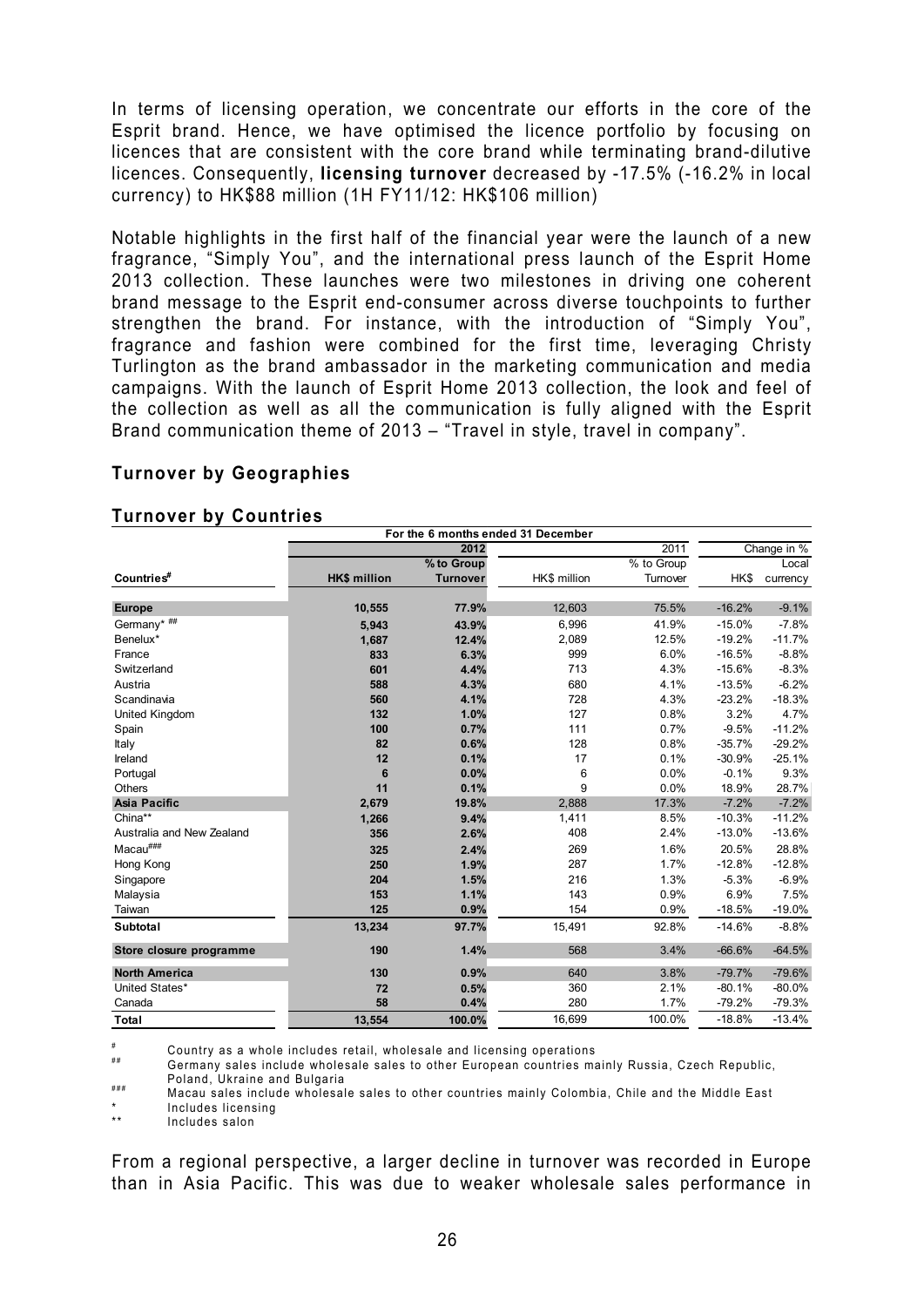In terms of licensing operation, we concentrate our efforts in the core of the Esprit brand. Hence, we have optimised the licence portfolio by focusing on licences that are consistent with the core brand while terminating brand-dilutive licences. Consequently, **licensing turnover** decreased by -17.5% (-16.2% in local currency) to HK$88 million (1H FY11/12: HK$106 million)

Notable highlights in the first half of the financial year were the launch of a new fragrance, "Simply You", and the international press launch of the Esprit Home 2013 collection. These launches were two milestones in driving one coherent brand message to the Esprit end-consumer across diverse touchpoints to further strengthen the brand. For instance, with the introduction of "Simply You", fragrance and fashion were combined for the first time, leveraging Christy Turlington as the brand ambassador in the marketing communication and media campaigns. With the launch of Esprit Home 2013 collection, the look and feel of the collection as well as all the communication is fully aligned with the Esprit Brand communication theme of 2013 – "Travel in style, travel in company".

## Turnover by Geographies

### Turnover by Countries

| For the 6 months ended 31 December | | | | | | |
|---|---|---|---|---|---|---|
| | 2012 | | 2011 | | Change in % | |
| Countries# | HK$ million | % to Group Turnover | HK$ million | % to Group Turnover | HK$ | Local currency |
| **Europe** | 10,555 | 77.9% | 12,603 | 75.5% | -16.2% | -9.1% |
| Germany* ## | 5,943 | 43.9% | 6,996 | 41.9% | -15.0% | -7.8% |
| Benelux* | 1,687 | 12.4% | 2,089 | 12.5% | -19.2% | -11.7% |
| France | 833 | 6.3% | 999 | 6.0% | -16.5% | -8.8% |
| Switzerland | 601 | 4.4% | 713 | 4.3% | -15.6% | -8.3% |
| Austria | 588 | 4.3% | 680 | 4.1% | -13.5% | -6.2% |
| Scandinavia | 560 | 4.1% | 728 | 4.3% | -23.2% | -18.3% |
| United Kingdom | 132 | 1.0% | 127 | 0.8% | 3.2% | 4.7% |
| Spain | 100 | 0.7% | 111 | 0.7% | -9.5% | -11.2% |
| Italy | 82 | 0.6% | 128 | 0.8% | -35.7% | -29.2% |
| Ireland | 12 | 0.1% | 17 | 0.1% | -30.9% | -25.1% |
| Portugal | 6 | 0.0% | 6 | 0.0% | -0.1% | 9.3% |
| Others | 11 | 0.1% | 9 | 0.0% | 18.9% | 28.7% |
| **Asia Pacific** | 2,679 | 19.8% | 2,888 | 17.3% | -7.2% | -7.2% |
| China** | 1,266 | 9.4% | 1,411 | 8.5% | -10.3% | -11.2% |
| Australia and New Zealand | 356 | 2.6% | 408 | 2.4% | -13.0% | -13.6% |
| Macau### | 325 | 2.4% | 269 | 1.6% | 20.5% | 28.8% |
| Hong Kong | 250 | 1.9% | 287 | 1.7% | -12.8% | -12.8% |
| Singapore | 204 | 1.5% | 216 | 1.3% | -5.3% | -6.9% |
| Malaysia | 153 | 1.1% | 143 | 0.9% | 6.9% | 7.5% |
| Taiwan | 125 | 0.9% | 154 | 0.9% | -18.5% | -19.0% |
| **Subtotal** | 13,234 | 97.7% | 15,491 | 92.8% | -14.6% | -8.8% |
| **Store closure programme** | 190 | 1.4% | 568 | 3.4% | -66.6% | -64.5% |
| **North America** | 130 | 0.9% | 640 | 3.8% | -79.7% | -79.6% |
| United States* | 72 | 0.5% | 360 | 2.1% | -80.1% | -80.0% |
| Canada | 58 | 0.4% | 280 | 1.7% | -79.2% | -79.3% |
| **Total** | 13,554 | 100.0% | 16,699 | 100.0% | -18.8% | -13.4% |

# Country as a whole includes retail, wholesale and licensing operations

## Germany sales include wholesale sales to other European countries mainly Russia, Czech Republic, Poland, Ukraine and Bulgaria

### Macau sales include wholesale sales to other countries mainly Colombia, Chile and the Middle East

\* Includes licensing

** Includes salon

From a regional perspective, a larger decline in turnover was recorded in Europe than in Asia Pacific. This was due to weaker wholesale sales performance in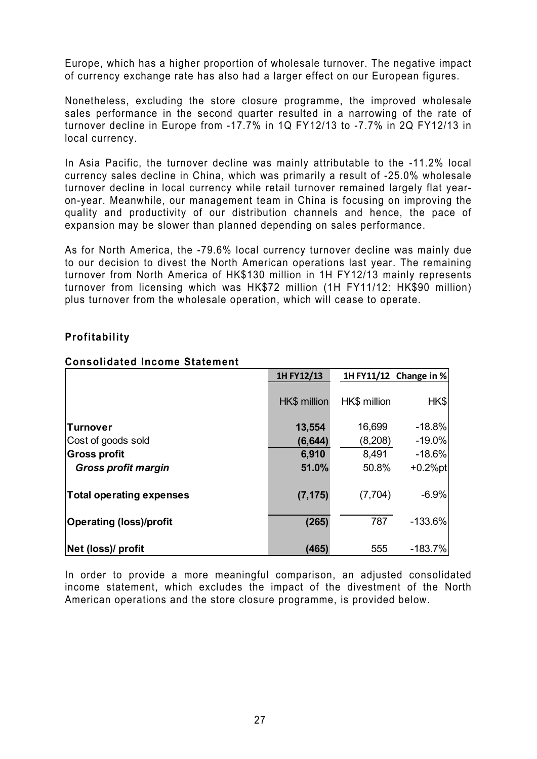Europe, which has a higher proportion of wholesale turnover. The negative impact of currency exchange rate has also had a larger effect on our European figures.

Nonetheless, excluding the store closure programme, the improved wholesale sales performance in the second quarter resulted in a narrowing of the rate of turnover decline in Europe from -17.7% in 1Q FY12/13 to -7.7% in 2Q FY12/13 in local currency.

In Asia Pacific, the turnover decline was mainly attributable to the -11.2% local currency sales decline in China, which was primarily a result of -25.0% wholesale turnover decline in local currency while retail turnover remained largely flat year-on-year. Meanwhile, our management team in China is focusing on improving the quality and productivity of our distribution channels and hence, the pace of expansion may be slower than planned depending on sales performance.

As for North America, the -79.6% local currency turnover decline was mainly due to our decision to divest the North American operations last year. The remaining turnover from North America of HK$130 million in 1H FY12/13 mainly represents turnover from licensing which was HK$72 million (1H FY11/12: HK$90 million) plus turnover from the wholesale operation, which will cease to operate.

## Profitability

### Consolidated Income Statement

| | 1H FY12/13 | 1H FY11/12 | Change in % |
|---|---|---|---|
| | HK$ million | HK$ million | HK$ |
| **Turnover** | **13,554** | 16,699 | -18.8% |
| Cost of goods sold | **(6,644)** | (8,208) | -19.0% |
| **Gross profit** | **6,910** | 8,491 | -18.6% |
| ***Gross profit margin*** | **51.0%** | 50.8% | +0.2%pt |
| **Total operating expenses** | **(7,175)** | (7,704) | -6.9% |
| **Operating (loss)/profit** | **(265)** | 787 | -133.6% |
| **Net (loss)/ profit** | **(465)** | 555 | -183.7% |

In order to provide a more meaningful comparison, an adjusted consolidated income statement, which excludes the impact of the divestment of the North American operations and the store closure programme, is provided below.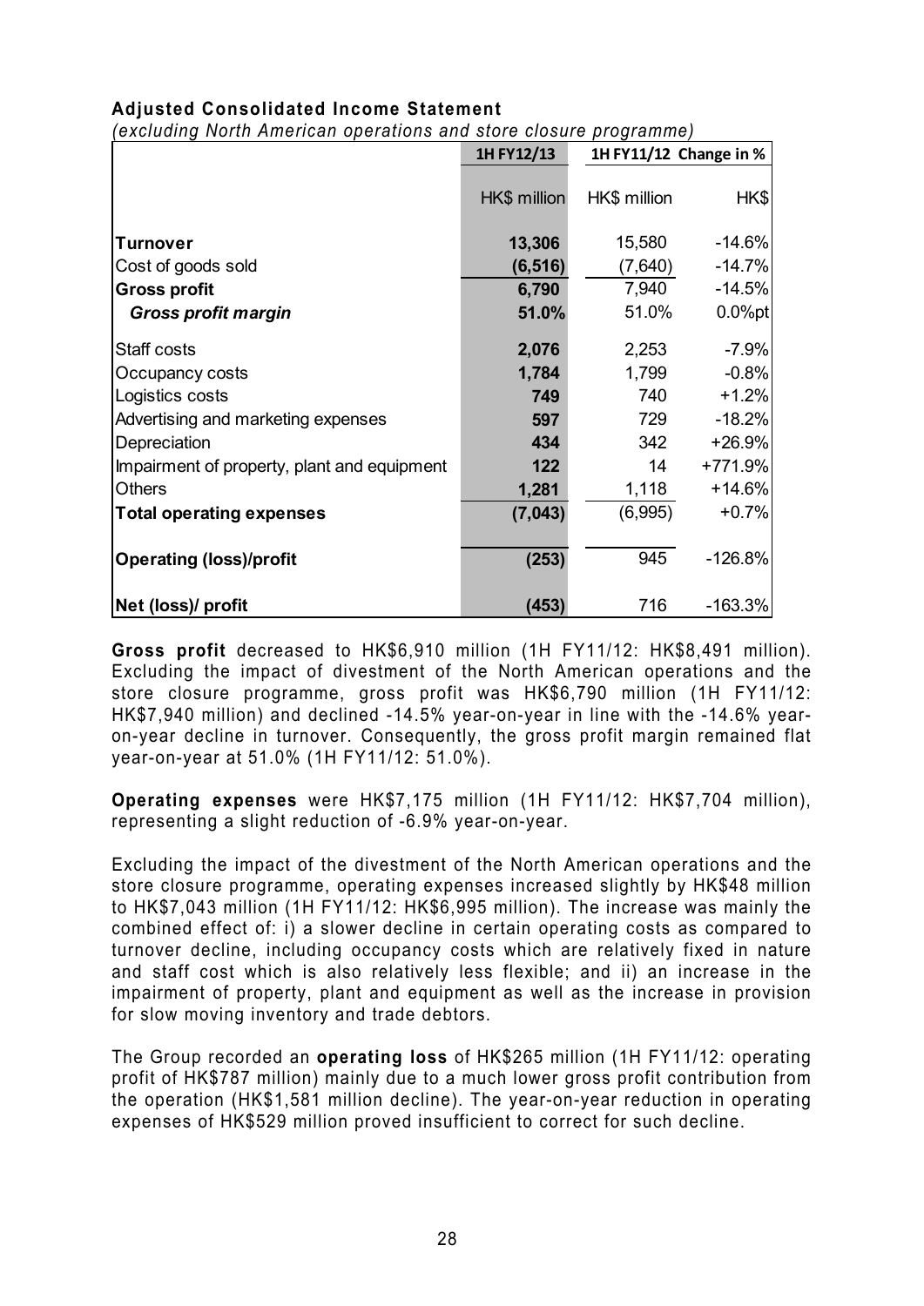### Adjusted Consolidated Income Statement

*(excluding North American operations and store closure programme)*

| | 1H FY12/13 | 1H FY11/12 | Change in % |
|---|---|---|---|
| | HK$ million | HK$ million | HK$ |
| **Turnover** | **13,306** | 15,580 | -14.6% |
| Cost of goods sold | **(6,516)** | (7,640) | -14.7% |
| **Gross profit** | **6,790** | 7,940 | -14.5% |
| ***Gross profit margin*** | **51.0%** | 51.0% | 0.0%pt |
| Staff costs | **2,076** | 2,253 | -7.9% |
| Occupancy costs | **1,784** | 1,799 | -0.8% |
| Logistics costs | **749** | 740 | +1.2% |
| Advertising and marketing expenses | **597** | 729 | -18.2% |
| Depreciation | **434** | 342 | +26.9% |
| Impairment of property, plant and equipment | **122** | 14 | +771.9% |
| Others | **1,281** | 1,118 | +14.6% |
| **Total operating expenses** | **(7,043)** | (6,995) | +0.7% |
| **Operating (loss)/profit** | **(253)** | 945 | -126.8% |
| **Net (loss)/ profit** | **(453)** | 716 | -163.3% |

**Gross profit** decreased to HK$6,910 million (1H FY11/12: HK$8,491 million). Excluding the impact of divestment of the North American operations and the store closure programme, gross profit was HK$6,790 million (1H FY11/12: HK$7,940 million) and declined -14.5% year-on-year in line with the -14.6% year-on-year decline in turnover. Consequently, the gross profit margin remained flat year-on-year at 51.0% (1H FY11/12: 51.0%).

**Operating expenses** were HK$7,175 million (1H FY11/12: HK$7,704 million), representing a slight reduction of -6.9% year-on-year.

Excluding the impact of the divestment of the North American operations and the store closure programme, operating expenses increased slightly by HK$48 million to HK$7,043 million (1H FY11/12: HK$6,995 million). The increase was mainly the combined effect of: i) a slower decline in certain operating costs as compared to turnover decline, including occupancy costs which are relatively fixed in nature and staff cost which is also relatively less flexible; and ii) an increase in the impairment of property, plant and equipment as well as the increase in provision for slow moving inventory and trade debtors.

The Group recorded an **operating loss** of HK$265 million (1H FY11/12: operating profit of HK$787 million) mainly due to a much lower gross profit contribution from the operation (HK$1,581 million decline). The year-on-year reduction in operating expenses of HK$529 million proved insufficient to correct for such decline.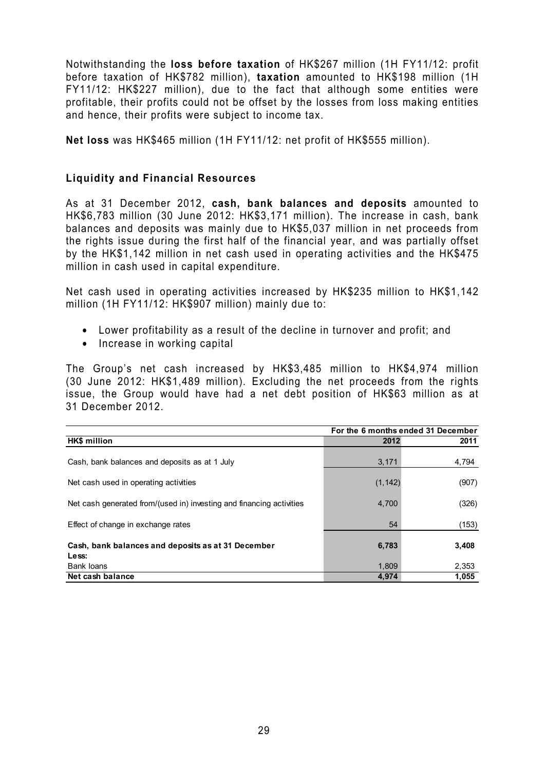Notwithstanding the **loss before taxation** of HK$267 million (1H FY11/12: profit before taxation of HK$782 million), **taxation** amounted to HK$198 million (1H FY11/12: HK$227 million), due to the fact that although some entities were profitable, their profits could not be offset by the losses from loss making entities and hence, their profits were subject to income tax.

**Net loss** was HK$465 million (1H FY11/12: net profit of HK$555 million).

## Liquidity and Financial Resources

As at 31 December 2012, **cash, bank balances and deposits** amounted to HK$6,783 million (30 June 2012: HK$3,171 million). The increase in cash, bank balances and deposits was mainly due to HK$5,037 million in net proceeds from the rights issue during the first half of the financial year, and was partially offset by the HK$1,142 million in net cash used in operating activities and the HK$475 million in cash used in capital expenditure.

Net cash used in operating activities increased by HK$235 million to HK$1,142 million (1H FY11/12: HK$907 million) mainly due to:

- Lower profitability as a result of the decline in turnover and profit; and
- Increase in working capital

The Group's net cash increased by HK$3,485 million to HK$4,974 million (30 June 2012: HK$1,489 million). Excluding the net proceeds from the rights issue, the Group would have had a net debt position of HK$63 million as at 31 December 2012.

| | For the 6 months ended 31 December | |
|---|---|---|
| **HK$ million** | **2012** | **2011** |
| Cash, bank balances and deposits as at 1 July | 3,171 | 4,794 |
| Net cash used in operating activities | (1,142) | (907) |
| Net cash generated from/(used in) investing and financing activities | 4,700 | (326) |
| Effect of change in exchange rates | 54 | (153) |
| **Cash, bank balances and deposits as at 31 December** | **6,783** | **3,408** |
| **Less:** | | |
| Bank loans | 1,809 | 2,353 |
| **Net cash balance** | **4,974** | **1,055** |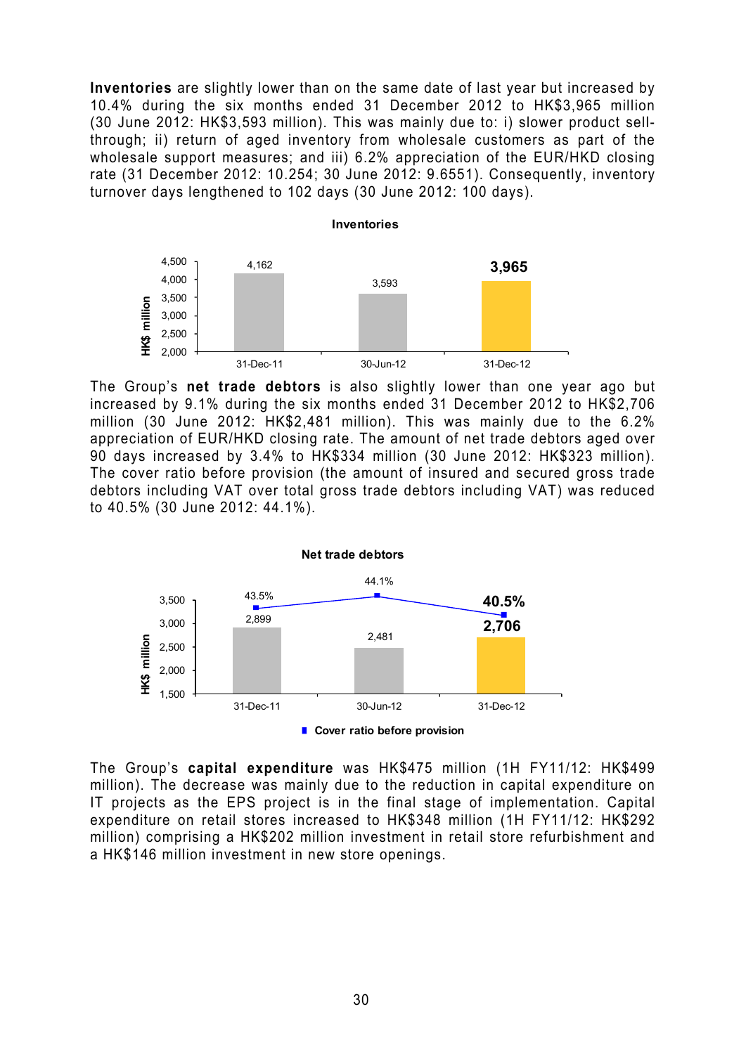**Inventories** are slightly lower than on the same date of last year but increased by 10.4% during the six months ended 31 December 2012 to HK$3,965 million (30 June 2012: HK$3,593 million). This was mainly due to: i) slower product sell-through; ii) return of aged inventory from wholesale customers as part of the wholesale support measures; and iii) 6.2% appreciation of the EUR/HKD closing rate (31 December 2012: 10.254; 30 June 2012: 9.6551). Consequently, inventory turnover days lengthened to 102 days (30 June 2012: 100 days).

**Inventories**

| | 31-Dec-11 | 30-Jun-12 | 31-Dec-12 |
|---|---|---|---|
| HK$ million | 4,162 | 3,593 | **3,965** |

The Group's **net trade debtors** is also slightly lower than one year ago but increased by 9.1% during the six months ended 31 December 2012 to HK$2,706 million (30 June 2012: HK$2,481 million). This was mainly due to the 6.2% appreciation of EUR/HKD closing rate. The amount of net trade debtors aged over 90 days increased by 3.4% to HK$334 million (30 June 2012: HK$323 million). The cover ratio before provision (the amount of insured and secured gross trade debtors including VAT over total gross trade debtors including VAT) was reduced to 40.5% (30 June 2012: 44.1%).

**Net trade debtors**

| | 31-Dec-11 | 30-Jun-12 | 31-Dec-12 |
|---|---|---|---|
| HK$ million | 2,899 | 2,481 | **2,706** |
| Cover ratio before provision | 43.5% | 44.1% | **40.5%** |

The Group's **capital expenditure** was HK$475 million (1H FY11/12: HK$499 million). The decrease was mainly due to the reduction in capital expenditure on IT projects as the EPS project is in the final stage of implementation. Capital expenditure on retail stores increased to HK$348 million (1H FY11/12: HK$292 million) comprising a HK$202 million investment in retail store refurbishment and a HK$146 million investment in new store openings.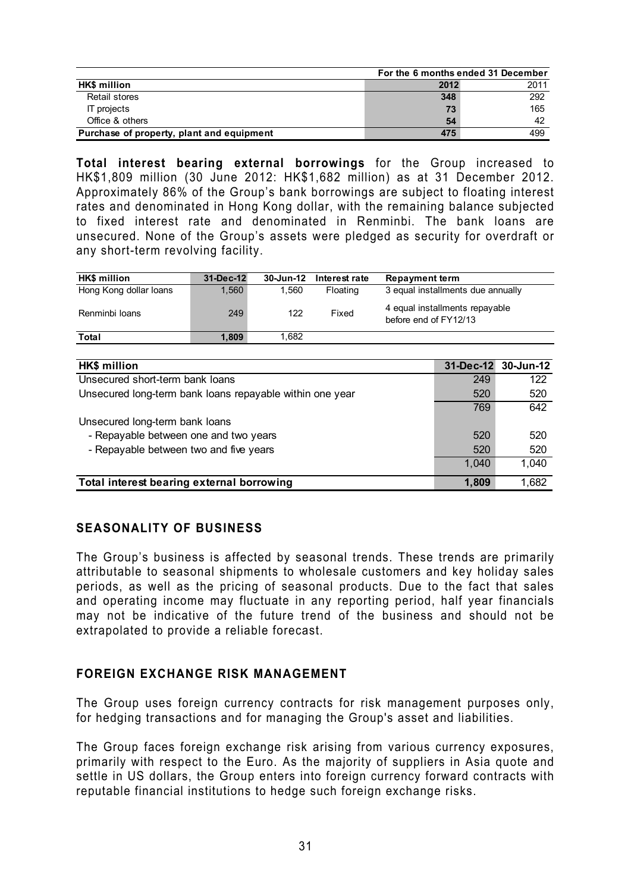| HK$ million | For the 6 months ended 31 December 2012 | 2011 |
|---|---|---|
| Retail stores | **348** | 292 |
| IT projects | **73** | 165 |
| Office & others | **54** | 42 |
| **Purchase of property, plant and equipment** | **475** | 499 |

**Total interest bearing external borrowings** for the Group increased to HK$1,809 million (30 June 2012: HK$1,682 million) as at 31 December 2012. Approximately 86% of the Group's bank borrowings are subject to floating interest rates and denominated in Hong Kong dollar, with the remaining balance subjected to fixed interest rate and denominated in Renminbi. The bank loans are unsecured. None of the Group's assets were pledged as security for overdraft or any short-term revolving facility.

| HK$ million | 31-Dec-12 | 30-Jun-12 | Interest rate | Repayment term |
|---|---|---|---|---|
| Hong Kong dollar loans | 1,560 | 1,560 | Floating | 3 equal installments due annually |
| Renminbi loans | 249 | 122 | Fixed | 4 equal installments repayable before end of FY12/13 |
| **Total** | **1,809** | 1,682 | | |

| HK$ million | 31-Dec-12 | 30-Jun-12 |
|---|---|---|
| Unsecured short-term bank loans | 249 | 122 |
| Unsecured long-term bank loans repayable within one year | 520 | 520 |
| | 769 | 642 |
| Unsecured long-term bank loans | | |
| - Repayable between one and two years | 520 | 520 |
| - Repayable between two and five years | 520 | 520 |
| | 1,040 | 1,040 |
| **Total interest bearing external borrowing** | **1,809** | 1,682 |

## SEASONALITY OF BUSINESS

The Group's business is affected by seasonal trends. These trends are primarily attributable to seasonal shipments to wholesale customers and key holiday sales periods, as well as the pricing of seasonal products. Due to the fact that sales and operating income may fluctuate in any reporting period, half year financials may not be indicative of the future trend of the business and should not be extrapolated to provide a reliable forecast.

## FOREIGN EXCHANGE RISK MANAGEMENT

The Group uses foreign currency contracts for risk management purposes only, for hedging transactions and for managing the Group's asset and liabilities.

The Group faces foreign exchange risk arising from various currency exposures, primarily with respect to the Euro. As the majority of suppliers in Asia quote and settle in US dollars, the Group enters into foreign currency forward contracts with reputable financial institutions to hedge such foreign exchange risks.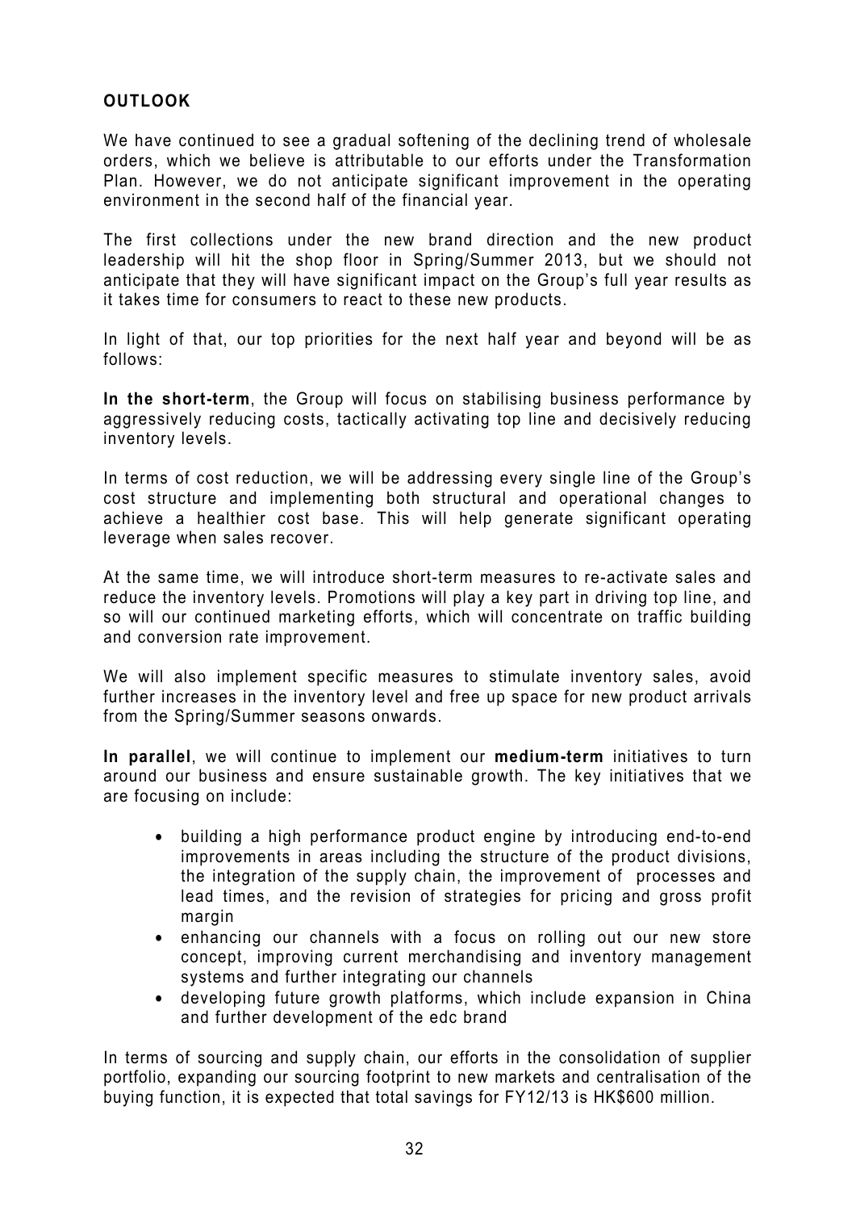## OUTLOOK

We have continued to see a gradual softening of the declining trend of wholesale orders, which we believe is attributable to our efforts under the Transformation Plan. However, we do not anticipate significant improvement in the operating environment in the second half of the financial year.

The first collections under the new brand direction and the new product leadership will hit the shop floor in Spring/Summer 2013, but we should not anticipate that they will have significant impact on the Group's full year results as it takes time for consumers to react to these new products.

In light of that, our top priorities for the next half year and beyond will be as follows:

**In the short-term**, the Group will focus on stabilising business performance by aggressively reducing costs, tactically activating top line and decisively reducing inventory levels.

In terms of cost reduction, we will be addressing every single line of the Group's cost structure and implementing both structural and operational changes to achieve a healthier cost base. This will help generate significant operating leverage when sales recover.

At the same time, we will introduce short-term measures to re-activate sales and reduce the inventory levels. Promotions will play a key part in driving top line, and so will our continued marketing efforts, which will concentrate on traffic building and conversion rate improvement.

We will also implement specific measures to stimulate inventory sales, avoid further increases in the inventory level and free up space for new product arrivals from the Spring/Summer seasons onwards.

**In parallel**, we will continue to implement our **medium-term** initiatives to turn around our business and ensure sustainable growth. The key initiatives that we are focusing on include:

- building a high performance product engine by introducing end-to-end improvements in areas including the structure of the product divisions, the integration of the supply chain, the improvement of processes and lead times, and the revision of strategies for pricing and gross profit margin
- enhancing our channels with a focus on rolling out our new store concept, improving current merchandising and inventory management systems and further integrating our channels
- developing future growth platforms, which include expansion in China and further development of the edc brand

In terms of sourcing and supply chain, our efforts in the consolidation of supplier portfolio, expanding our sourcing footprint to new markets and centralisation of the buying function, it is expected that total savings for FY12/13 is HK$600 million.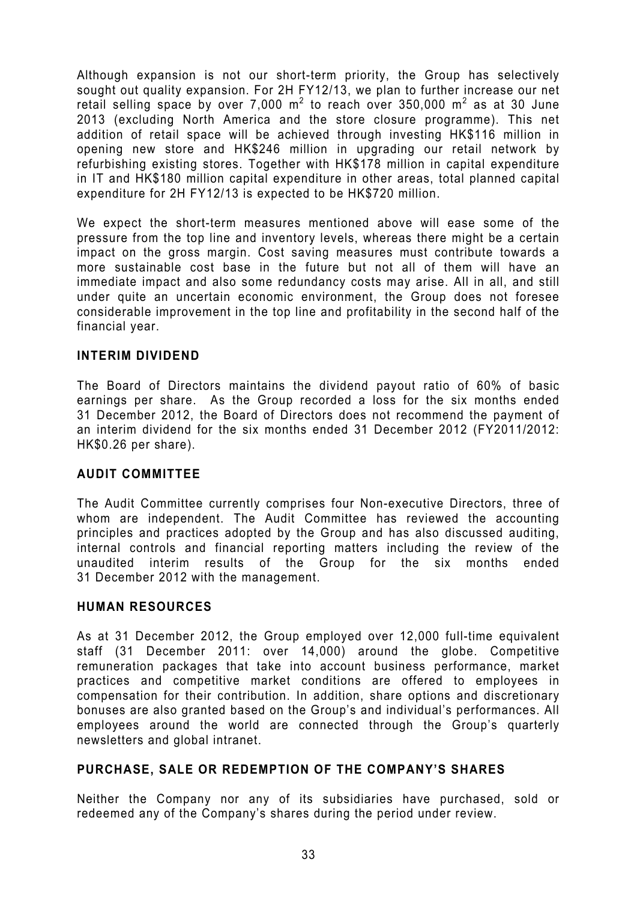Although expansion is not our short-term priority, the Group has selectively sought out quality expansion. For 2H FY12/13, we plan to further increase our net retail selling space by over 7,000 $m^2$ to reach over 350,000 $m^2$ as at 30 June 2013 (excluding North America and the store closure programme). This net addition of retail space will be achieved through investing HK$116 million in opening new store and HK$246 million in upgrading our retail network by refurbishing existing stores. Together with HK$178 million in capital expenditure in IT and HK$180 million capital expenditure in other areas, total planned capital expenditure for 2H FY12/13 is expected to be HK$720 million.

We expect the short-term measures mentioned above will ease some of the pressure from the top line and inventory levels, whereas there might be a certain impact on the gross margin. Cost saving measures must contribute towards a more sustainable cost base in the future but not all of them will have an immediate impact and also some redundancy costs may arise. All in all, and still under quite an uncertain economic environment, the Group does not foresee considerable improvement in the top line and profitability in the second half of the financial year.

## INTERIM DIVIDEND

The Board of Directors maintains the dividend payout ratio of 60% of basic earnings per share. As the Group recorded a loss for the six months ended 31 December 2012, the Board of Directors does not recommend the payment of an interim dividend for the six months ended 31 December 2012 (FY2011/2012: HK$0.26 per share).

## AUDIT COMMITTEE

The Audit Committee currently comprises four Non-executive Directors, three of whom are independent. The Audit Committee has reviewed the accounting principles and practices adopted by the Group and has also discussed auditing, internal controls and financial reporting matters including the review of the unaudited interim results of the Group for the six months ended 31 December 2012 with the management.

## HUMAN RESOURCES

As at 31 December 2012, the Group employed over 12,000 full-time equivalent staff (31 December 2011: over 14,000) around the globe. Competitive remuneration packages that take into account business performance, market practices and competitive market conditions are offered to employees in compensation for their contribution. In addition, share options and discretionary bonuses are also granted based on the Group's and individual's performances. All employees around the world are connected through the Group's quarterly newsletters and global intranet.

## PURCHASE, SALE OR REDEMPTION OF THE COMPANY'S SHARES

Neither the Company nor any of its subsidiaries have purchased, sold or redeemed any of the Company's shares during the period under review.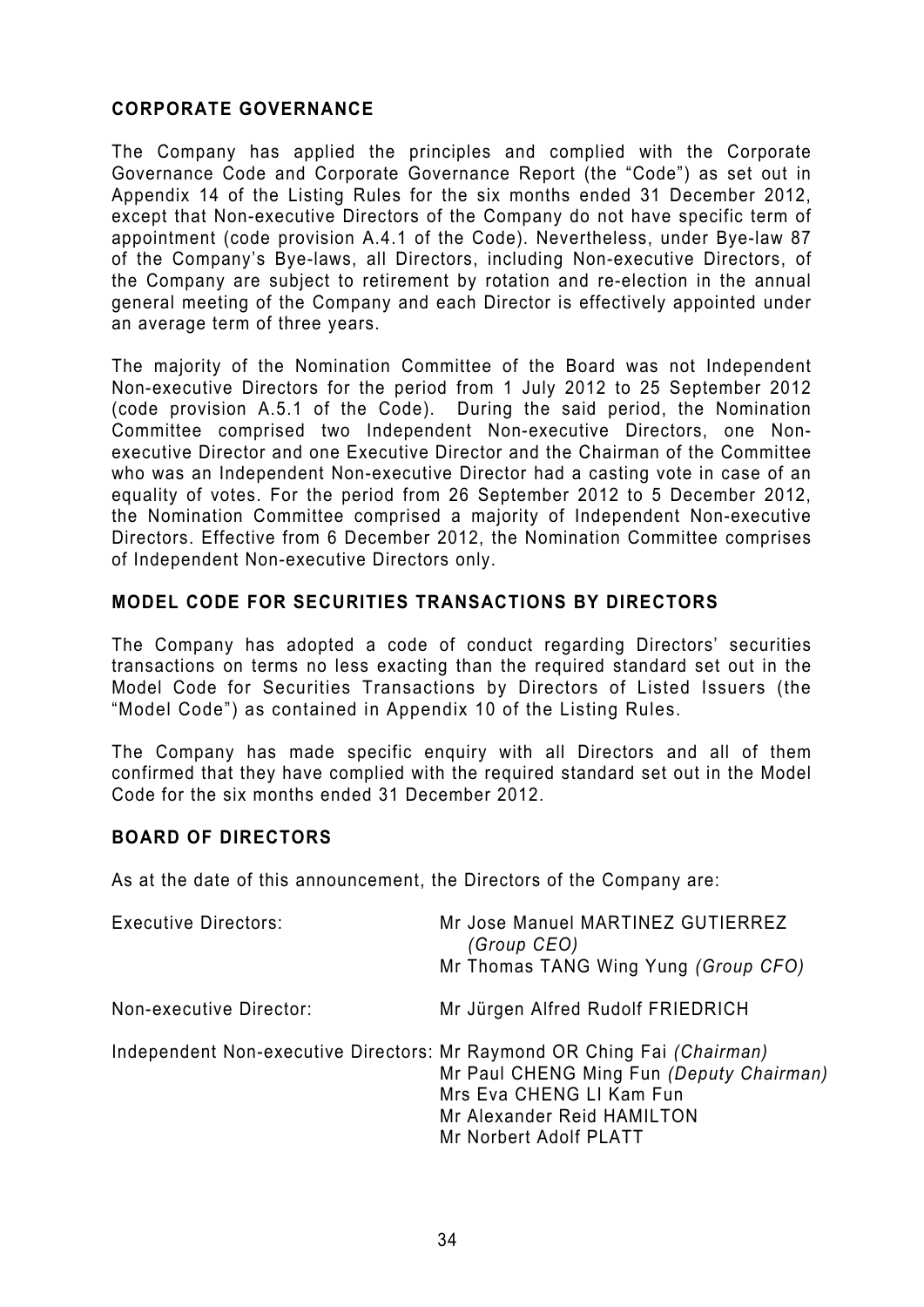## CORPORATE GOVERNANCE

The Company has applied the principles and complied with the Corporate Governance Code and Corporate Governance Report (the "Code") as set out in Appendix 14 of the Listing Rules for the six months ended 31 December 2012, except that Non-executive Directors of the Company do not have specific term of appointment (code provision A.4.1 of the Code). Nevertheless, under Bye-law 87 of the Company's Bye-laws, all Directors, including Non-executive Directors, of the Company are subject to retirement by rotation and re-election in the annual general meeting of the Company and each Director is effectively appointed under an average term of three years.

The majority of the Nomination Committee of the Board was not Independent Non-executive Directors for the period from 1 July 2012 to 25 September 2012 (code provision A.5.1 of the Code). During the said period, the Nomination Committee comprised two Independent Non-executive Directors, one Non-executive Director and one Executive Director and the Chairman of the Committee who was an Independent Non-executive Director had a casting vote in case of an equality of votes. For the period from 26 September 2012 to 5 December 2012, the Nomination Committee comprised a majority of Independent Non-executive Directors. Effective from 6 December 2012, the Nomination Committee comprises of Independent Non-executive Directors only.

## MODEL CODE FOR SECURITIES TRANSACTIONS BY DIRECTORS

The Company has adopted a code of conduct regarding Directors' securities transactions on terms no less exacting than the required standard set out in the Model Code for Securities Transactions by Directors of Listed Issuers (the "Model Code") as contained in Appendix 10 of the Listing Rules.

The Company has made specific enquiry with all Directors and all of them confirmed that they have complied with the required standard set out in the Model Code for the six months ended 31 December 2012.

## BOARD OF DIRECTORS

As at the date of this announcement, the Directors of the Company are:

| | |
|---|---|
| Executive Directors: | Mr Jose Manuel MARTINEZ GUTIERREZ *(Group CEO)* |
| | Mr Thomas TANG Wing Yung *(Group CFO)* |
| Non-executive Director: | Mr Jürgen Alfred Rudolf FRIEDRICH |
| Independent Non-executive Directors: | Mr Raymond OR Ching Fai *(Chairman)* |
| | Mr Paul CHENG Ming Fun *(Deputy Chairman)* |
| | Mrs Eva CHENG LI Kam Fun |
| | Mr Alexander Reid HAMILTON |
| | Mr Norbert Adolf PLATT |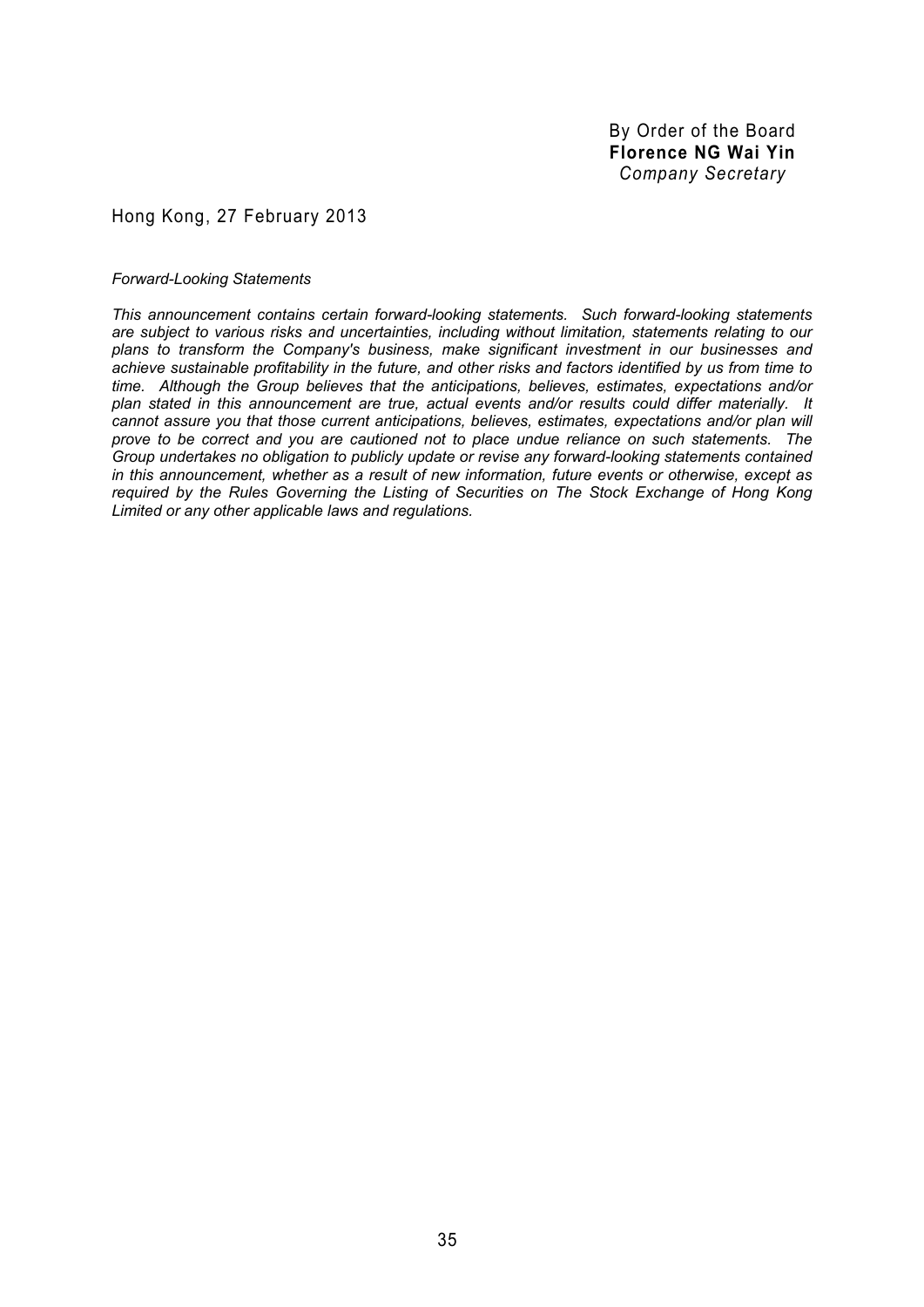By Order of the Board
**Florence NG Wai Yin**
*Company Secretary*

Hong Kong, 27 February 2013

*Forward-Looking Statements*

*This announcement contains certain forward-looking statements. Such forward-looking statements are subject to various risks and uncertainties, including without limitation, statements relating to our plans to transform the Company's business, make significant investment in our businesses and achieve sustainable profitability in the future, and other risks and factors identified by us from time to time. Although the Group believes that the anticipations, believes, estimates, expectations and/or plan stated in this announcement are true, actual events and/or results could differ materially. It cannot assure you that those current anticipations, believes, estimates, expectations and/or plan will prove to be correct and you are cautioned not to place undue reliance on such statements. The Group undertakes no obligation to publicly update or revise any forward-looking statements contained in this announcement, whether as a result of new information, future events or otherwise, except as required by the Rules Governing the Listing of Securities on The Stock Exchange of Hong Kong Limited or any other applicable laws and regulations.*